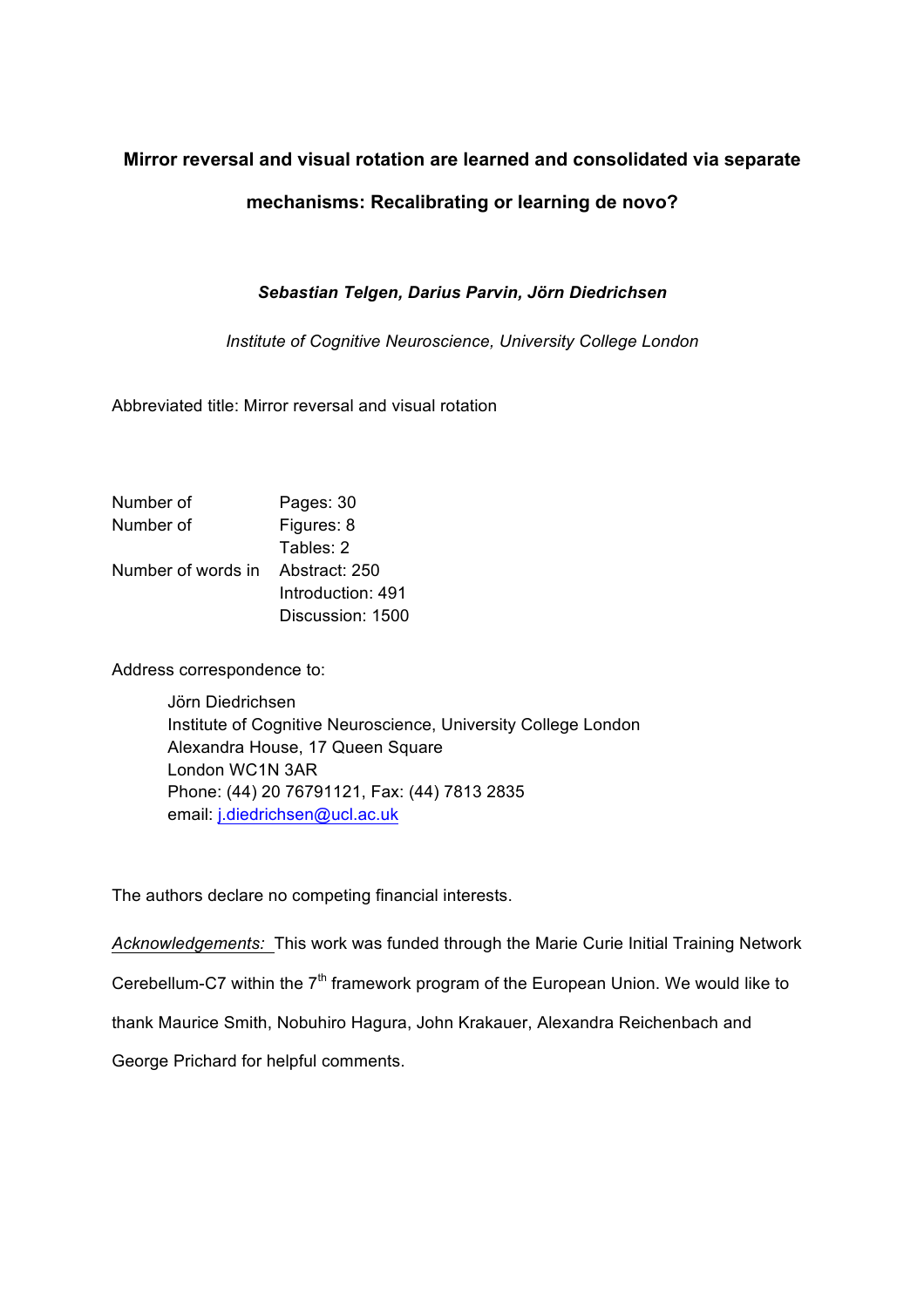# Mirror reversal and visual rotation are learned and consolidated via separate mechanisms: Recalibrating or learning de novo?

***Sebastian Telgen, Darius Parvin, Jörn Diedrichsen***

*Institute of Cognitive Neuroscience, University College London*

Abbreviated title: Mirror reversal and visual rotation

| | |
|---|---|
| Number of | Pages: 30 |
| Number of | Figures: 8 |
| | Tables: 2 |
| Number of words in | Abstract: 250 |
| | Introduction: 491 |
| | Discussion: 1500 |

Address correspondence to:

Jörn Diedrichsen
Institute of Cognitive Neuroscience, University College London
Alexandra House, 17 Queen Square
London WC1N 3AR
Phone: (44) 20 76791121, Fax: (44) 7813 2835
email: j.diedrichsen@ucl.ac.uk

The authors declare no competing financial interests.

*Acknowledgements:* This work was funded through the Marie Curie Initial Training Network Cerebellum-C7 within the 7th framework program of the European Union. We would like to thank Maurice Smith, Nobuhiro Hagura, John Krakauer, Alexandra Reichenbach and George Prichard for helpful comments.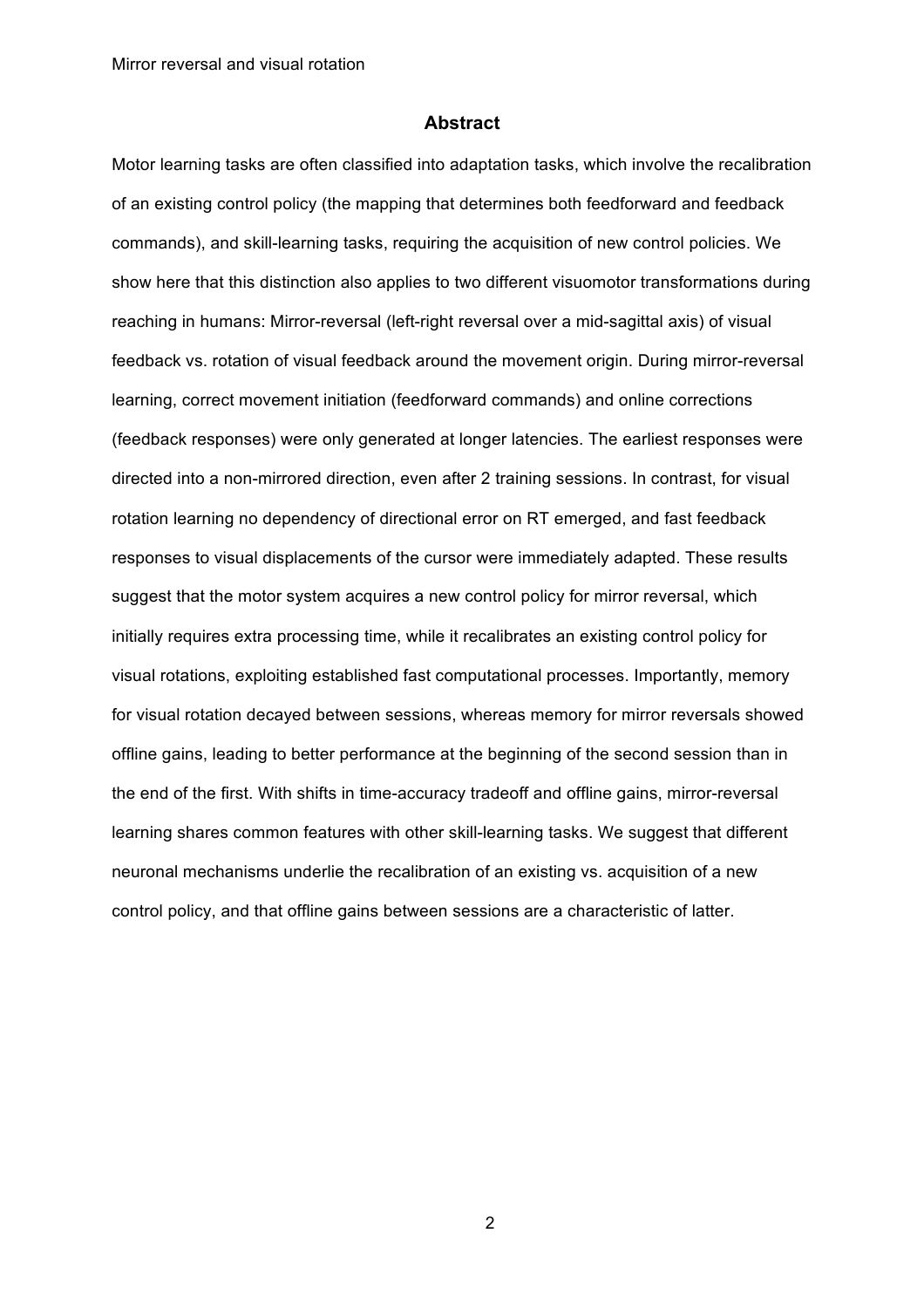## Abstract

Motor learning tasks are often classified into adaptation tasks, which involve the recalibration of an existing control policy (the mapping that determines both feedforward and feedback commands), and skill-learning tasks, requiring the acquisition of new control policies. We show here that this distinction also applies to two different visuomotor transformations during reaching in humans: Mirror-reversal (left-right reversal over a mid-sagittal axis) of visual feedback vs. rotation of visual feedback around the movement origin. During mirror-reversal learning, correct movement initiation (feedforward commands) and online corrections (feedback responses) were only generated at longer latencies. The earliest responses were directed into a non-mirrored direction, even after 2 training sessions. In contrast, for visual rotation learning no dependency of directional error on RT emerged, and fast feedback responses to visual displacements of the cursor were immediately adapted. These results suggest that the motor system acquires a new control policy for mirror reversal, which initially requires extra processing time, while it recalibrates an existing control policy for visual rotations, exploiting established fast computational processes. Importantly, memory for visual rotation decayed between sessions, whereas memory for mirror reversals showed offline gains, leading to better performance at the beginning of the second session than in the end of the first. With shifts in time-accuracy tradeoff and offline gains, mirror-reversal learning shares common features with other skill-learning tasks. We suggest that different neuronal mechanisms underlie the recalibration of an existing vs. acquisition of a new control policy, and that offline gains between sessions are a characteristic of latter.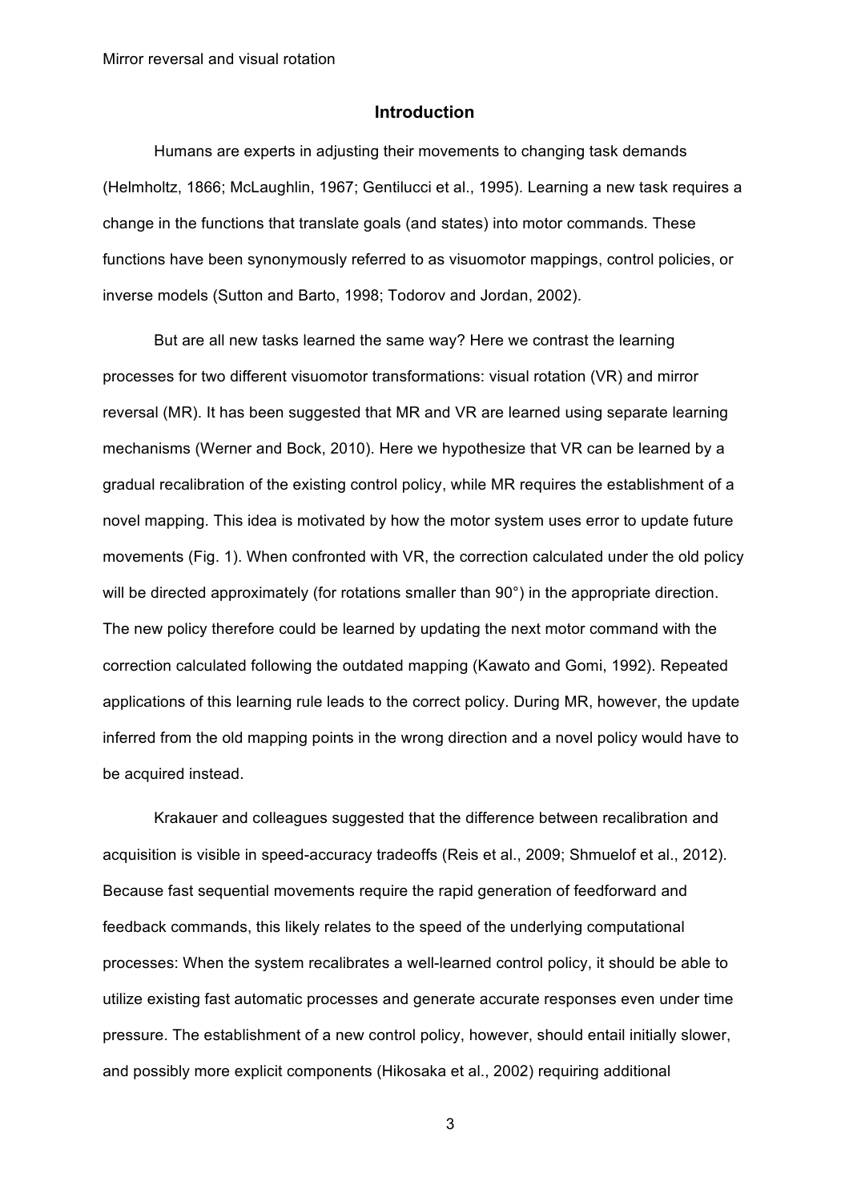## Introduction

Humans are experts in adjusting their movements to changing task demands (Helmholtz, 1866; McLaughlin, 1967; Gentilucci et al., 1995). Learning a new task requires a change in the functions that translate goals (and states) into motor commands. These functions have been synonymously referred to as visuomotor mappings, control policies, or inverse models (Sutton and Barto, 1998; Todorov and Jordan, 2002).

But are all new tasks learned the same way? Here we contrast the learning processes for two different visuomotor transformations: visual rotation (VR) and mirror reversal (MR). It has been suggested that MR and VR are learned using separate learning mechanisms (Werner and Bock, 2010). Here we hypothesize that VR can be learned by a gradual recalibration of the existing control policy, while MR requires the establishment of a novel mapping. This idea is motivated by how the motor system uses error to update future movements (Fig. 1). When confronted with VR, the correction calculated under the old policy will be directed approximately (for rotations smaller than 90°) in the appropriate direction. The new policy therefore could be learned by updating the next motor command with the correction calculated following the outdated mapping (Kawato and Gomi, 1992). Repeated applications of this learning rule leads to the correct policy. During MR, however, the update inferred from the old mapping points in the wrong direction and a novel policy would have to be acquired instead.

Krakauer and colleagues suggested that the difference between recalibration and acquisition is visible in speed-accuracy tradeoffs (Reis et al., 2009; Shmuelof et al., 2012). Because fast sequential movements require the rapid generation of feedforward and feedback commands, this likely relates to the speed of the underlying computational processes: When the system recalibrates a well-learned control policy, it should be able to utilize existing fast automatic processes and generate accurate responses even under time pressure. The establishment of a new control policy, however, should entail initially slower, and possibly more explicit components (Hikosaka et al., 2002) requiring additional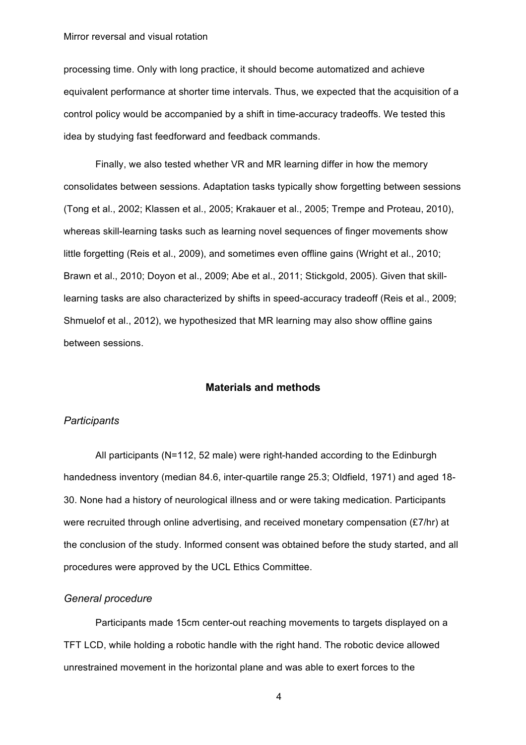processing time. Only with long practice, it should become automatized and achieve equivalent performance at shorter time intervals. Thus, we expected that the acquisition of a control policy would be accompanied by a shift in time-accuracy tradeoffs. We tested this idea by studying fast feedforward and feedback commands.

Finally, we also tested whether VR and MR learning differ in how the memory consolidates between sessions. Adaptation tasks typically show forgetting between sessions (Tong et al., 2002; Klassen et al., 2005; Krakauer et al., 2005; Trempe and Proteau, 2010), whereas skill-learning tasks such as learning novel sequences of finger movements show little forgetting (Reis et al., 2009), and sometimes even offline gains (Wright et al., 2010; Brawn et al., 2010; Doyon et al., 2009; Abe et al., 2011; Stickgold, 2005). Given that skill-learning tasks are also characterized by shifts in speed-accuracy tradeoff (Reis et al., 2009; Shmuelof et al., 2012), we hypothesized that MR learning may also show offline gains between sessions.

## Materials and methods

### *Participants*

All participants (N=112, 52 male) were right-handed according to the Edinburgh handedness inventory (median 84.6, inter-quartile range 25.3; Oldfield, 1971) and aged 18-30. None had a history of neurological illness and or were taking medication. Participants were recruited through online advertising, and received monetary compensation (£7/hr) at the conclusion of the study. Informed consent was obtained before the study started, and all procedures were approved by the UCL Ethics Committee.

### *General procedure*

Participants made 15cm center-out reaching movements to targets displayed on a TFT LCD, while holding a robotic handle with the right hand. The robotic device allowed unrestrained movement in the horizontal plane and was able to exert forces to the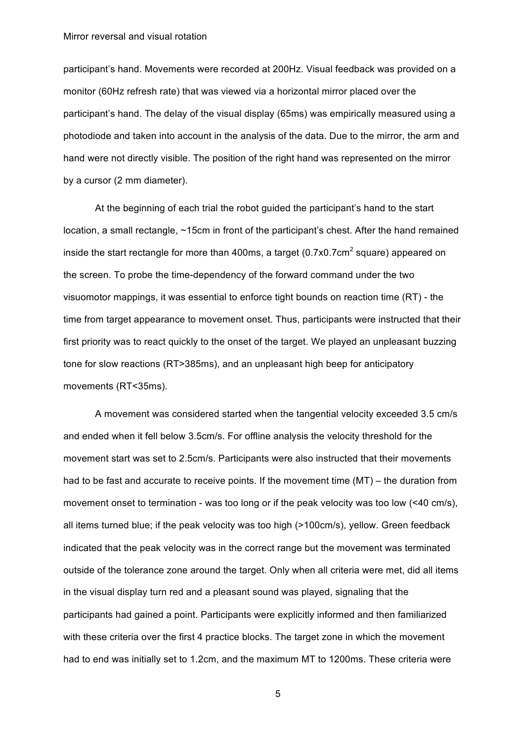participant's hand. Movements were recorded at 200Hz. Visual feedback was provided on a monitor (60Hz refresh rate) that was viewed via a horizontal mirror placed over the participant's hand. The delay of the visual display (65ms) was empirically measured using a photodiode and taken into account in the analysis of the data. Due to the mirror, the arm and hand were not directly visible. The position of the right hand was represented on the mirror by a cursor (2 mm diameter).

At the beginning of each trial the robot guided the participant's hand to the start location, a small rectangle, ~15cm in front of the participant's chest. After the hand remained inside the start rectangle for more than 400ms, a target ($0.7\text{x}0.7\text{cm}^2$ square) appeared on the screen. To probe the time-dependency of the forward command under the two visuomotor mappings, it was essential to enforce tight bounds on reaction time (RT) - the time from target appearance to movement onset. Thus, participants were instructed that their first priority was to react quickly to the onset of the target. We played an unpleasant buzzing tone for slow reactions (RT>385ms), and an unpleasant high beep for anticipatory movements (RT<35ms).

A movement was considered started when the tangential velocity exceeded 3.5 cm/s and ended when it fell below 3.5cm/s. For offline analysis the velocity threshold for the movement start was set to 2.5cm/s. Participants were also instructed that their movements had to be fast and accurate to receive points. If the movement time (MT) – the duration from movement onset to termination - was too long or if the peak velocity was too low (<40 cm/s), all items turned blue; if the peak velocity was too high (>100cm/s), yellow. Green feedback indicated that the peak velocity was in the correct range but the movement was terminated outside of the tolerance zone around the target. Only when all criteria were met, did all items in the visual display turn red and a pleasant sound was played, signaling that the participants had gained a point. Participants were explicitly informed and then familiarized with these criteria over the first 4 practice blocks. The target zone in which the movement had to end was initially set to 1.2cm, and the maximum MT to 1200ms. These criteria were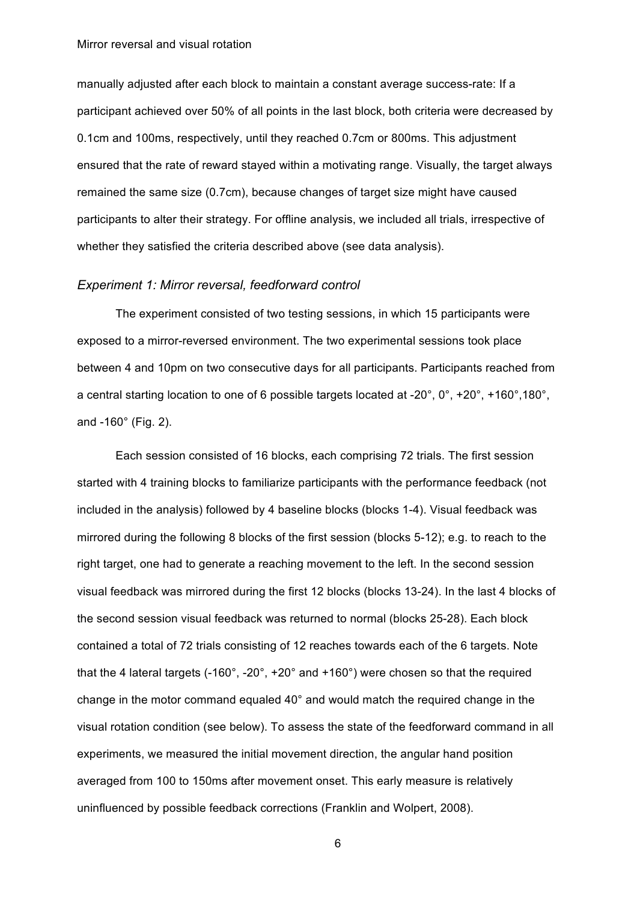manually adjusted after each block to maintain a constant average success-rate: If a participant achieved over 50% of all points in the last block, both criteria were decreased by 0.1cm and 100ms, respectively, until they reached 0.7cm or 800ms. This adjustment ensured that the rate of reward stayed within a motivating range. Visually, the target always remained the same size (0.7cm), because changes of target size might have caused participants to alter their strategy. For offline analysis, we included all trials, irrespective of whether they satisfied the criteria described above (see data analysis).

### *Experiment 1: Mirror reversal, feedforward control*

The experiment consisted of two testing sessions, in which 15 participants were exposed to a mirror-reversed environment. The two experimental sessions took place between 4 and 10pm on two consecutive days for all participants. Participants reached from a central starting location to one of 6 possible targets located at -20°, 0°, +20°, +160°,180°, and -160° (Fig. 2).

Each session consisted of 16 blocks, each comprising 72 trials. The first session started with 4 training blocks to familiarize participants with the performance feedback (not included in the analysis) followed by 4 baseline blocks (blocks 1-4). Visual feedback was mirrored during the following 8 blocks of the first session (blocks 5-12); e.g. to reach to the right target, one had to generate a reaching movement to the left. In the second session visual feedback was mirrored during the first 12 blocks (blocks 13-24). In the last 4 blocks of the second session visual feedback was returned to normal (blocks 25-28). Each block contained a total of 72 trials consisting of 12 reaches towards each of the 6 targets. Note that the 4 lateral targets (-160°, -20°, +20° and +160°) were chosen so that the required change in the motor command equaled 40° and would match the required change in the visual rotation condition (see below). To assess the state of the feedforward command in all experiments, we measured the initial movement direction, the angular hand position averaged from 100 to 150ms after movement onset. This early measure is relatively uninfluenced by possible feedback corrections (Franklin and Wolpert, 2008).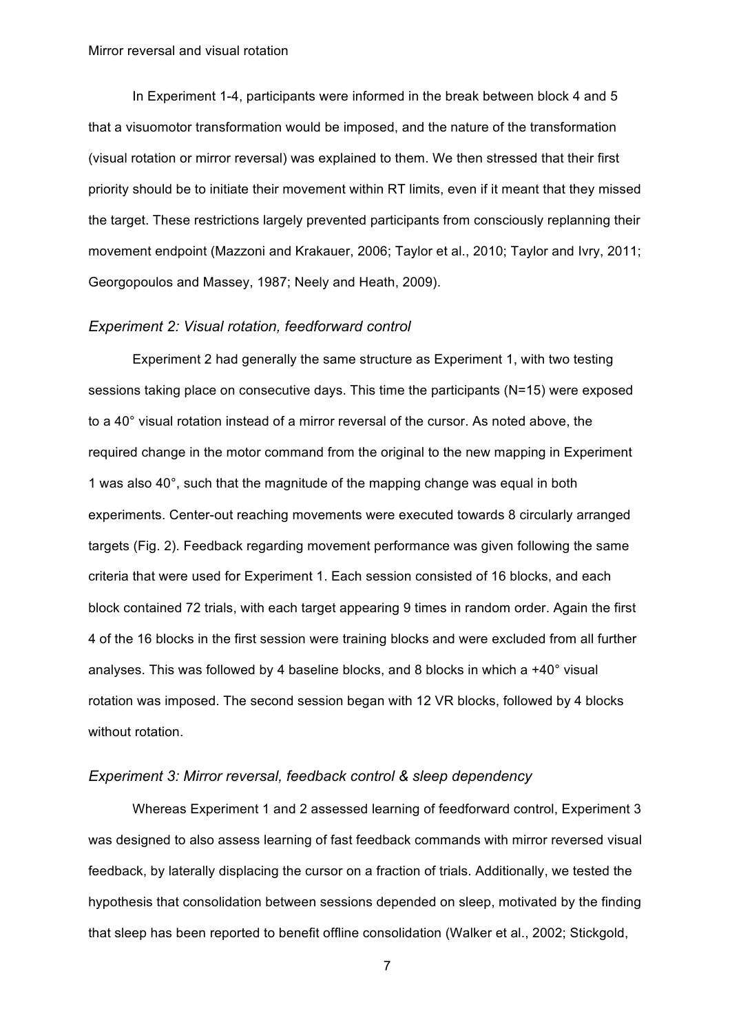In Experiment 1-4, participants were informed in the break between block 4 and 5 that a visuomotor transformation would be imposed, and the nature of the transformation (visual rotation or mirror reversal) was explained to them. We then stressed that their first priority should be to initiate their movement within RT limits, even if it meant that they missed the target. These restrictions largely prevented participants from consciously replanning their movement endpoint (Mazzoni and Krakauer, 2006; Taylor et al., 2010; Taylor and Ivry, 2011; Georgopoulos and Massey, 1987; Neely and Heath, 2009).

### *Experiment 2: Visual rotation, feedforward control*

Experiment 2 had generally the same structure as Experiment 1, with two testing sessions taking place on consecutive days. This time the participants (N=15) were exposed to a 40° visual rotation instead of a mirror reversal of the cursor. As noted above, the required change in the motor command from the original to the new mapping in Experiment 1 was also 40°, such that the magnitude of the mapping change was equal in both experiments. Center-out reaching movements were executed towards 8 circularly arranged targets (Fig. 2). Feedback regarding movement performance was given following the same criteria that were used for Experiment 1. Each session consisted of 16 blocks, and each block contained 72 trials, with each target appearing 9 times in random order. Again the first 4 of the 16 blocks in the first session were training blocks and were excluded from all further analyses. This was followed by 4 baseline blocks, and 8 blocks in which a +40° visual rotation was imposed. The second session began with 12 VR blocks, followed by 4 blocks without rotation.

### *Experiment 3: Mirror reversal, feedback control & sleep dependency*

Whereas Experiment 1 and 2 assessed learning of feedforward control, Experiment 3 was designed to also assess learning of fast feedback commands with mirror reversed visual feedback, by laterally displacing the cursor on a fraction of trials. Additionally, we tested the hypothesis that consolidation between sessions depended on sleep, motivated by the finding that sleep has been reported to benefit offline consolidation (Walker et al., 2002; Stickgold,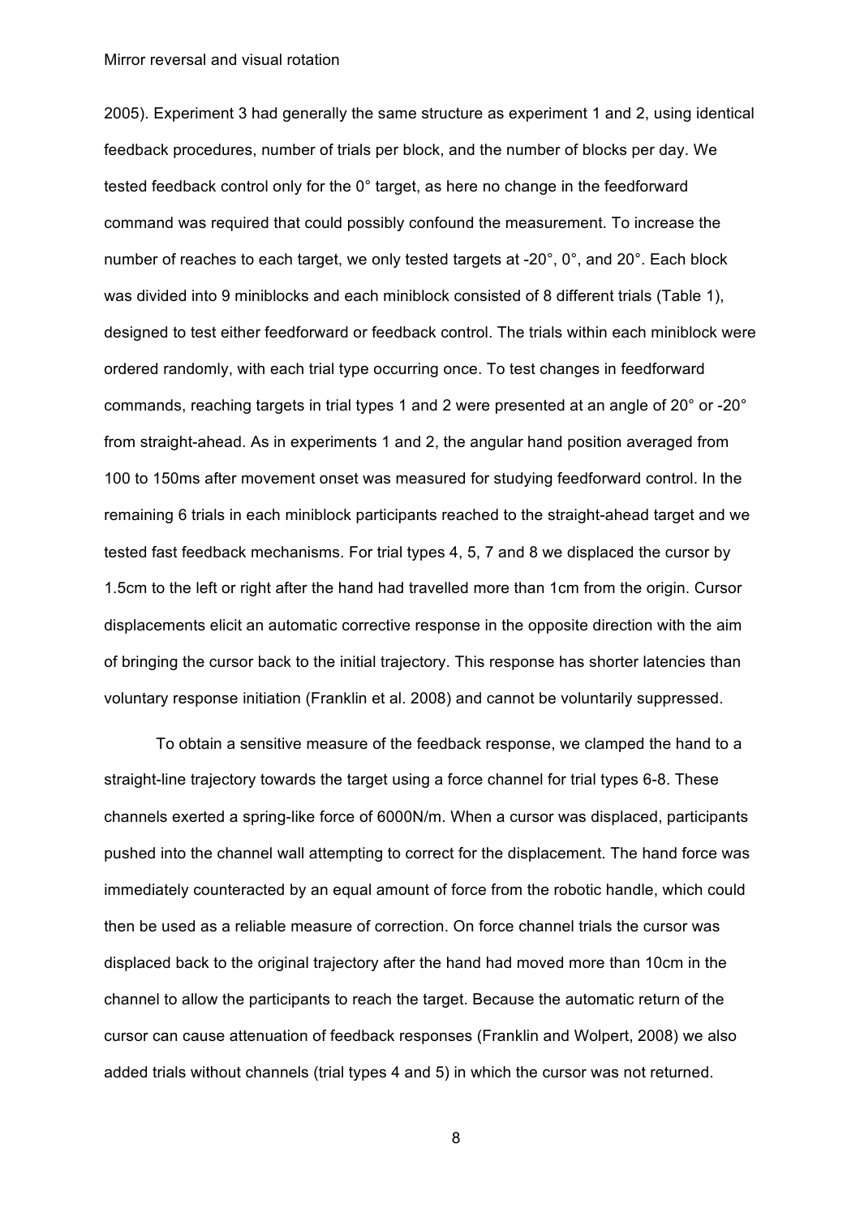2005). Experiment 3 had generally the same structure as experiment 1 and 2, using identical feedback procedures, number of trials per block, and the number of blocks per day. We tested feedback control only for the 0° target, as here no change in the feedforward command was required that could possibly confound the measurement. To increase the number of reaches to each target, we only tested targets at -20°, 0°, and 20°. Each block was divided into 9 miniblocks and each miniblock consisted of 8 different trials (Table 1), designed to test either feedforward or feedback control. The trials within each miniblock were ordered randomly, with each trial type occurring once. To test changes in feedforward commands, reaching targets in trial types 1 and 2 were presented at an angle of 20° or -20° from straight-ahead. As in experiments 1 and 2, the angular hand position averaged from 100 to 150ms after movement onset was measured for studying feedforward control. In the remaining 6 trials in each miniblock participants reached to the straight-ahead target and we tested fast feedback mechanisms. For trial types 4, 5, 7 and 8 we displaced the cursor by 1.5cm to the left or right after the hand had travelled more than 1cm from the origin. Cursor displacements elicit an automatic corrective response in the opposite direction with the aim of bringing the cursor back to the initial trajectory. This response has shorter latencies than voluntary response initiation (Franklin et al. 2008) and cannot be voluntarily suppressed.

To obtain a sensitive measure of the feedback response, we clamped the hand to a straight-line trajectory towards the target using a force channel for trial types 6-8. These channels exerted a spring-like force of 6000N/m. When a cursor was displaced, participants pushed into the channel wall attempting to correct for the displacement. The hand force was immediately counteracted by an equal amount of force from the robotic handle, which could then be used as a reliable measure of correction. On force channel trials the cursor was displaced back to the original trajectory after the hand had moved more than 10cm in the channel to allow the participants to reach the target. Because the automatic return of the cursor can cause attenuation of feedback responses (Franklin and Wolpert, 2008) we also added trials without channels (trial types 4 and 5) in which the cursor was not returned.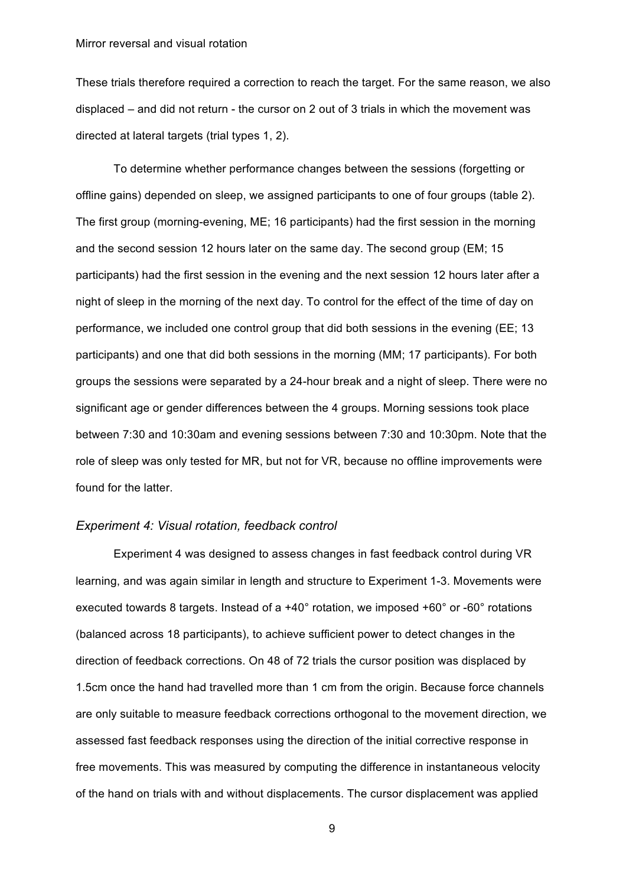These trials therefore required a correction to reach the target. For the same reason, we also displaced – and did not return - the cursor on 2 out of 3 trials in which the movement was directed at lateral targets (trial types 1, 2).

To determine whether performance changes between the sessions (forgetting or offline gains) depended on sleep, we assigned participants to one of four groups (table 2). The first group (morning-evening, ME; 16 participants) had the first session in the morning and the second session 12 hours later on the same day. The second group (EM; 15 participants) had the first session in the evening and the next session 12 hours later after a night of sleep in the morning of the next day. To control for the effect of the time of day on performance, we included one control group that did both sessions in the evening (EE; 13 participants) and one that did both sessions in the morning (MM; 17 participants). For both groups the sessions were separated by a 24-hour break and a night of sleep. There were no significant age or gender differences between the 4 groups. Morning sessions took place between 7:30 and 10:30am and evening sessions between 7:30 and 10:30pm. Note that the role of sleep was only tested for MR, but not for VR, because no offline improvements were found for the latter.

### *Experiment 4: Visual rotation, feedback control*

Experiment 4 was designed to assess changes in fast feedback control during VR learning, and was again similar in length and structure to Experiment 1-3. Movements were executed towards 8 targets. Instead of a +40° rotation, we imposed +60° or -60° rotations (balanced across 18 participants), to achieve sufficient power to detect changes in the direction of feedback corrections. On 48 of 72 trials the cursor position was displaced by 1.5cm once the hand had travelled more than 1 cm from the origin. Because force channels are only suitable to measure feedback corrections orthogonal to the movement direction, we assessed fast feedback responses using the direction of the initial corrective response in free movements. This was measured by computing the difference in instantaneous velocity of the hand on trials with and without displacements. The cursor displacement was applied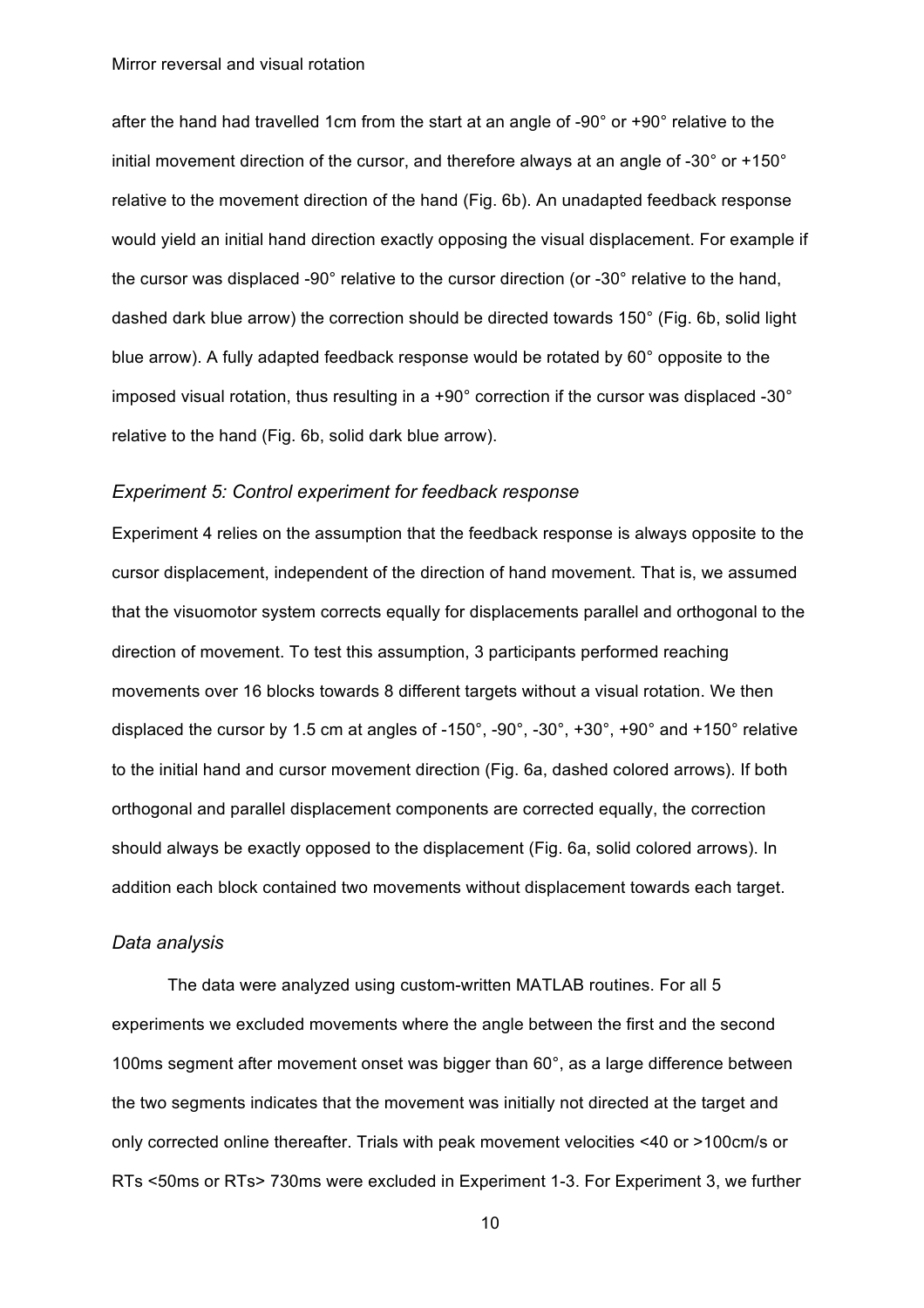after the hand had travelled 1cm from the start at an angle of -90° or +90° relative to the initial movement direction of the cursor, and therefore always at an angle of -30° or +150° relative to the movement direction of the hand (Fig. 6b). An unadapted feedback response would yield an initial hand direction exactly opposing the visual displacement. For example if the cursor was displaced -90° relative to the cursor direction (or -30° relative to the hand, dashed dark blue arrow) the correction should be directed towards 150° (Fig. 6b, solid light blue arrow). A fully adapted feedback response would be rotated by 60° opposite to the imposed visual rotation, thus resulting in a +90° correction if the cursor was displaced -30° relative to the hand (Fig. 6b, solid dark blue arrow).

### *Experiment 5: Control experiment for feedback response*

Experiment 4 relies on the assumption that the feedback response is always opposite to the cursor displacement, independent of the direction of hand movement. That is, we assumed that the visuomotor system corrects equally for displacements parallel and orthogonal to the direction of movement. To test this assumption, 3 participants performed reaching movements over 16 blocks towards 8 different targets without a visual rotation. We then displaced the cursor by 1.5 cm at angles of -150°, -90°, -30°, +30°, +90° and +150° relative to the initial hand and cursor movement direction (Fig. 6a, dashed colored arrows). If both orthogonal and parallel displacement components are corrected equally, the correction should always be exactly opposed to the displacement (Fig. 6a, solid colored arrows). In addition each block contained two movements without displacement towards each target.

### *Data analysis*

The data were analyzed using custom-written MATLAB routines. For all 5 experiments we excluded movements where the angle between the first and the second 100ms segment after movement onset was bigger than 60°, as a large difference between the two segments indicates that the movement was initially not directed at the target and only corrected online thereafter. Trials with peak movement velocities <40 or >100cm/s or RTs <50ms or RTs> 730ms were excluded in Experiment 1-3. For Experiment 3, we further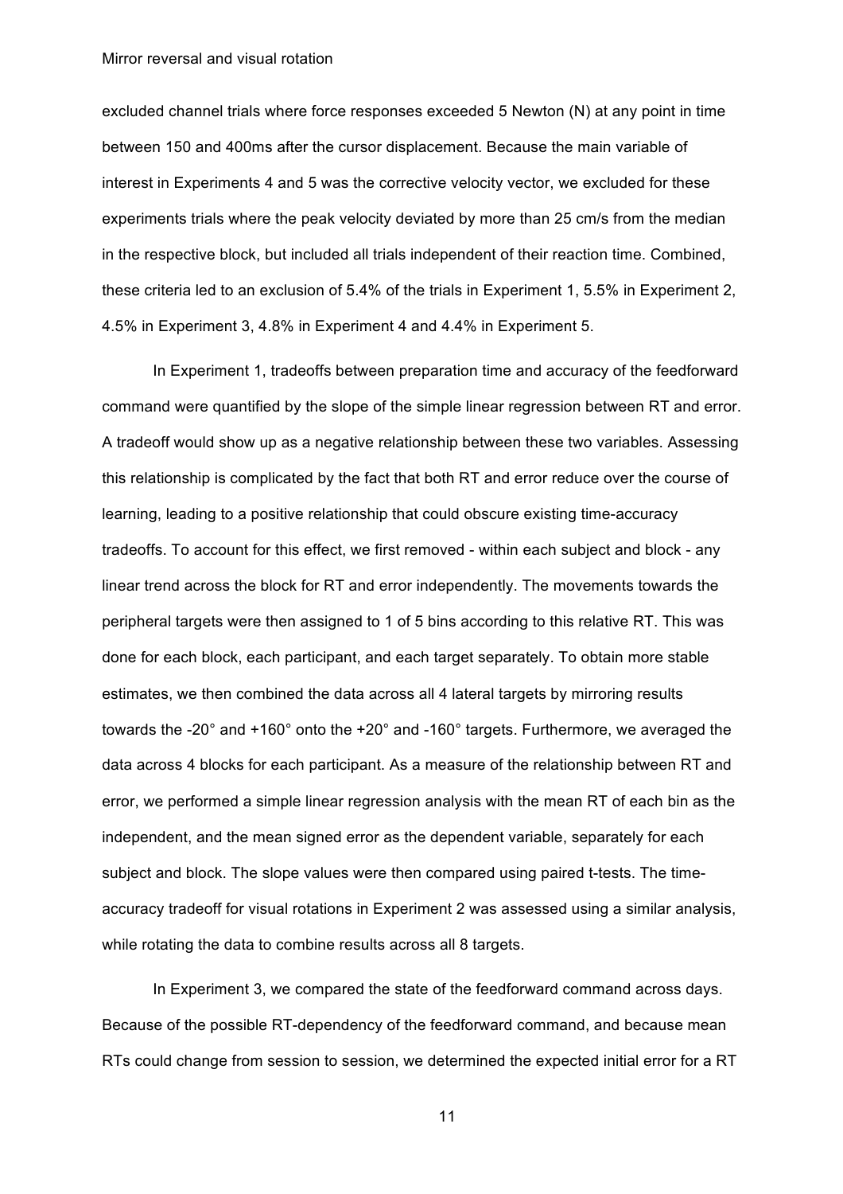excluded channel trials where force responses exceeded 5 Newton (N) at any point in time between 150 and 400ms after the cursor displacement. Because the main variable of interest in Experiments 4 and 5 was the corrective velocity vector, we excluded for these experiments trials where the peak velocity deviated by more than 25 cm/s from the median in the respective block, but included all trials independent of their reaction time. Combined, these criteria led to an exclusion of 5.4% of the trials in Experiment 1, 5.5% in Experiment 2, 4.5% in Experiment 3, 4.8% in Experiment 4 and 4.4% in Experiment 5.

In Experiment 1, tradeoffs between preparation time and accuracy of the feedforward command were quantified by the slope of the simple linear regression between RT and error. A tradeoff would show up as a negative relationship between these two variables. Assessing this relationship is complicated by the fact that both RT and error reduce over the course of learning, leading to a positive relationship that could obscure existing time-accuracy tradeoffs. To account for this effect, we first removed - within each subject and block - any linear trend across the block for RT and error independently. The movements towards the peripheral targets were then assigned to 1 of 5 bins according to this relative RT. This was done for each block, each participant, and each target separately. To obtain more stable estimates, we then combined the data across all 4 lateral targets by mirroring results towards the -20° and +160° onto the +20° and -160° targets. Furthermore, we averaged the data across 4 blocks for each participant. As a measure of the relationship between RT and error, we performed a simple linear regression analysis with the mean RT of each bin as the independent, and the mean signed error as the dependent variable, separately for each subject and block. The slope values were then compared using paired t-tests. The time-accuracy tradeoff for visual rotations in Experiment 2 was assessed using a similar analysis, while rotating the data to combine results across all 8 targets.

In Experiment 3, we compared the state of the feedforward command across days. Because of the possible RT-dependency of the feedforward command, and because mean RTs could change from session to session, we determined the expected initial error for a RT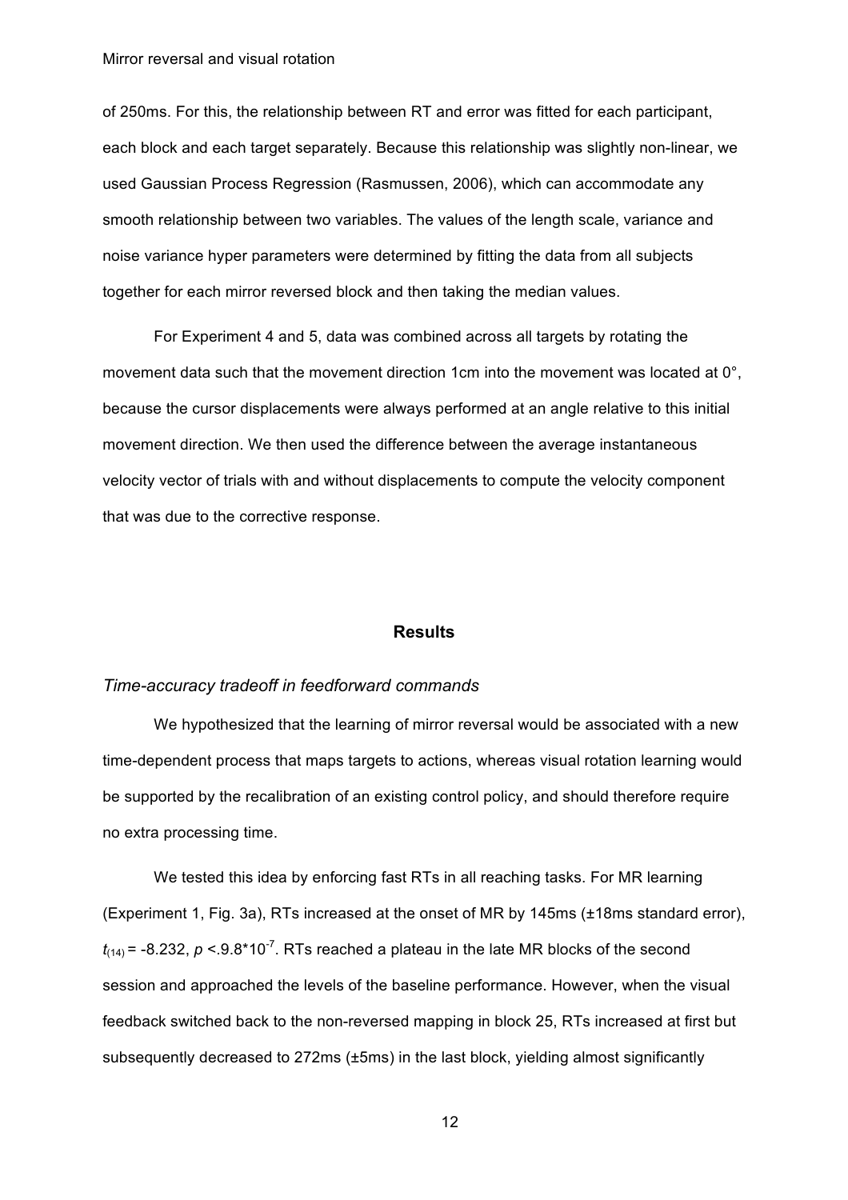of 250ms. For this, the relationship between RT and error was fitted for each participant, each block and each target separately. Because this relationship was slightly non-linear, we used Gaussian Process Regression (Rasmussen, 2006), which can accommodate any smooth relationship between two variables. The values of the length scale, variance and noise variance hyper parameters were determined by fitting the data from all subjects together for each mirror reversed block and then taking the median values.

For Experiment 4 and 5, data was combined across all targets by rotating the movement data such that the movement direction 1cm into the movement was located at 0°, because the cursor displacements were always performed at an angle relative to this initial movement direction. We then used the difference between the average instantaneous velocity vector of trials with and without displacements to compute the velocity component that was due to the corrective response.

## Results

### *Time-accuracy tradeoff in feedforward commands*

We hypothesized that the learning of mirror reversal would be associated with a new time-dependent process that maps targets to actions, whereas visual rotation learning would be supported by the recalibration of an existing control policy, and should therefore require no extra processing time.

We tested this idea by enforcing fast RTs in all reaching tasks. For MR learning (Experiment 1, Fig. 3a), RTs increased at the onset of MR by 145ms (±18ms standard error), $t_{(14)} = -8.232$, $p < .9.8*10^{-7}$. RTs reached a plateau in the late MR blocks of the second session and approached the levels of the baseline performance. However, when the visual feedback switched back to the non-reversed mapping in block 25, RTs increased at first but subsequently decreased to 272ms (±5ms) in the last block, yielding almost significantly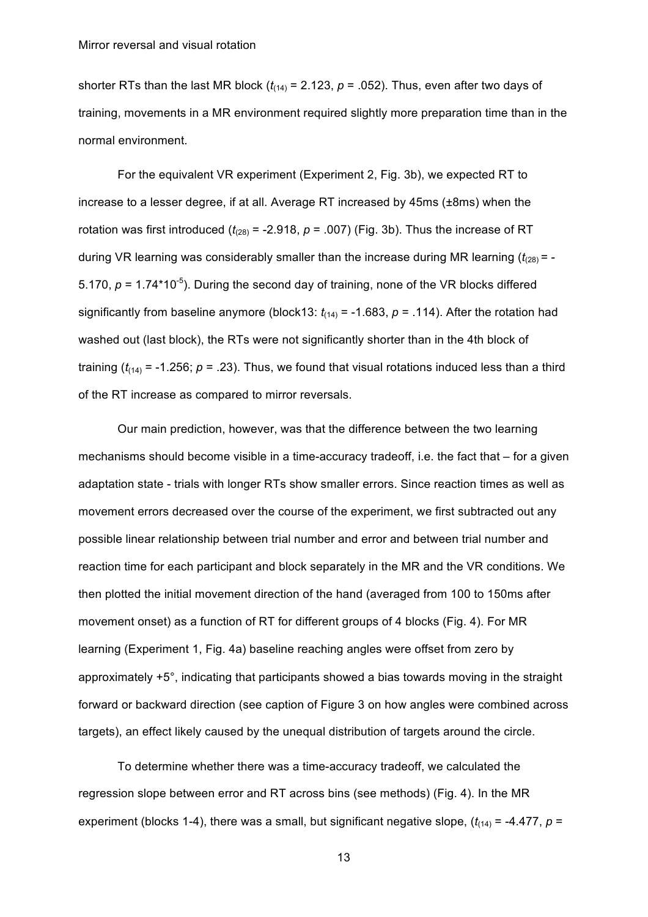shorter RTs than the last MR block ($t_{(14)}$ = 2.123, $p$ = .052). Thus, even after two days of training, movements in a MR environment required slightly more preparation time than in the normal environment.

For the equivalent VR experiment (Experiment 2, Fig. 3b), we expected RT to increase to a lesser degree, if at all. Average RT increased by 45ms (±8ms) when the rotation was first introduced ($t_{(28)}$ = -2.918, $p$ = .007) (Fig. 3b). Thus the increase of RT during VR learning was considerably smaller than the increase during MR learning ($t_{(28)}$ = -5.170, $p = 1.74 \times 10^{-5}$). During the second day of training, none of the VR blocks differed significantly from baseline anymore (block13: $t_{(14)}$ = -1.683, $p$ = .114). After the rotation had washed out (last block), the RTs were not significantly shorter than in the 4th block of training ($t_{(14)}$ = -1.256; $p$ = .23). Thus, we found that visual rotations induced less than a third of the RT increase as compared to mirror reversals.

Our main prediction, however, was that the difference between the two learning mechanisms should become visible in a time-accuracy tradeoff, i.e. the fact that – for a given adaptation state - trials with longer RTs show smaller errors. Since reaction times as well as movement errors decreased over the course of the experiment, we first subtracted out any possible linear relationship between trial number and error and between trial number and reaction time for each participant and block separately in the MR and the VR conditions. We then plotted the initial movement direction of the hand (averaged from 100 to 150ms after movement onset) as a function of RT for different groups of 4 blocks (Fig. 4). For MR learning (Experiment 1, Fig. 4a) baseline reaching angles were offset from zero by approximately +5°, indicating that participants showed a bias towards moving in the straight forward or backward direction (see caption of Figure 3 on how angles were combined across targets), an effect likely caused by the unequal distribution of targets around the circle.

To determine whether there was a time-accuracy tradeoff, we calculated the regression slope between error and RT across bins (see methods) (Fig. 4). In the MR experiment (blocks 1-4), there was a small, but significant negative slope, ($t_{(14)}$ = -4.477, $p$ =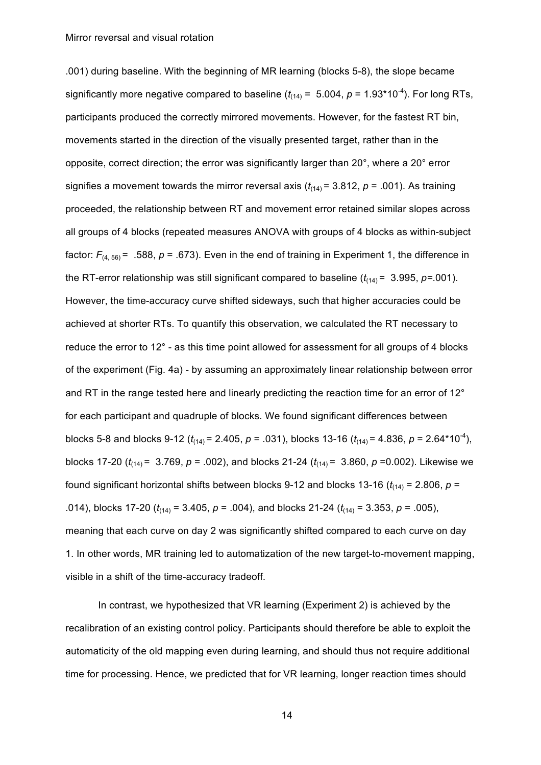.001) during baseline. With the beginning of MR learning (blocks 5-8), the slope became significantly more negative compared to baseline ($t_{(14)}$ = 5.004, $p$ = 1.93*10$^{-4}$). For long RTs, participants produced the correctly mirrored movements. However, for the fastest RT bin, movements started in the direction of the visually presented target, rather than in the opposite, correct direction; the error was significantly larger than 20°, where a 20° error signifies a movement towards the mirror reversal axis ($t_{(14)}$ = 3.812, $p$ = .001). As training proceeded, the relationship between RT and movement error retained similar slopes across all groups of 4 blocks (repeated measures ANOVA with groups of 4 blocks as within-subject factor: $F_{(4, 56)}$ = .588, $p$ = .673). Even in the end of training in Experiment 1, the difference in the RT-error relationship was still significant compared to baseline ($t_{(14)}$ = 3.995, $p$=.001). However, the time-accuracy curve shifted sideways, such that higher accuracies could be achieved at shorter RTs. To quantify this observation, we calculated the RT necessary to reduce the error to 12° - as this time point allowed for assessment for all groups of 4 blocks of the experiment (Fig. 4a) - by assuming an approximately linear relationship between error and RT in the range tested here and linearly predicting the reaction time for an error of 12° for each participant and quadruple of blocks. We found significant differences between blocks 5-8 and blocks 9-12 ($t_{(14)}$ = 2.405, $p$ = .031), blocks 13-16 ($t_{(14)}$ = 4.836, $p$ = 2.64*10$^{-4}$), blocks 17-20 ($t_{(14)}$ = 3.769, $p$ = .002), and blocks 21-24 ($t_{(14)}$ = 3.860, $p$ =0.002). Likewise we found significant horizontal shifts between blocks 9-12 and blocks 13-16 ($t_{(14)}$ = 2.806, $p$ = .014), blocks 17-20 ($t_{(14)}$ = 3.405, $p$ = .004), and blocks 21-24 ($t_{(14)}$ = 3.353, $p$ = .005), meaning that each curve on day 2 was significantly shifted compared to each curve on day 1. In other words, MR training led to automatization of the new target-to-movement mapping, visible in a shift of the time-accuracy tradeoff.

In contrast, we hypothesized that VR learning (Experiment 2) is achieved by the recalibration of an existing control policy. Participants should therefore be able to exploit the automaticity of the old mapping even during learning, and should thus not require additional time for processing. Hence, we predicted that for VR learning, longer reaction times should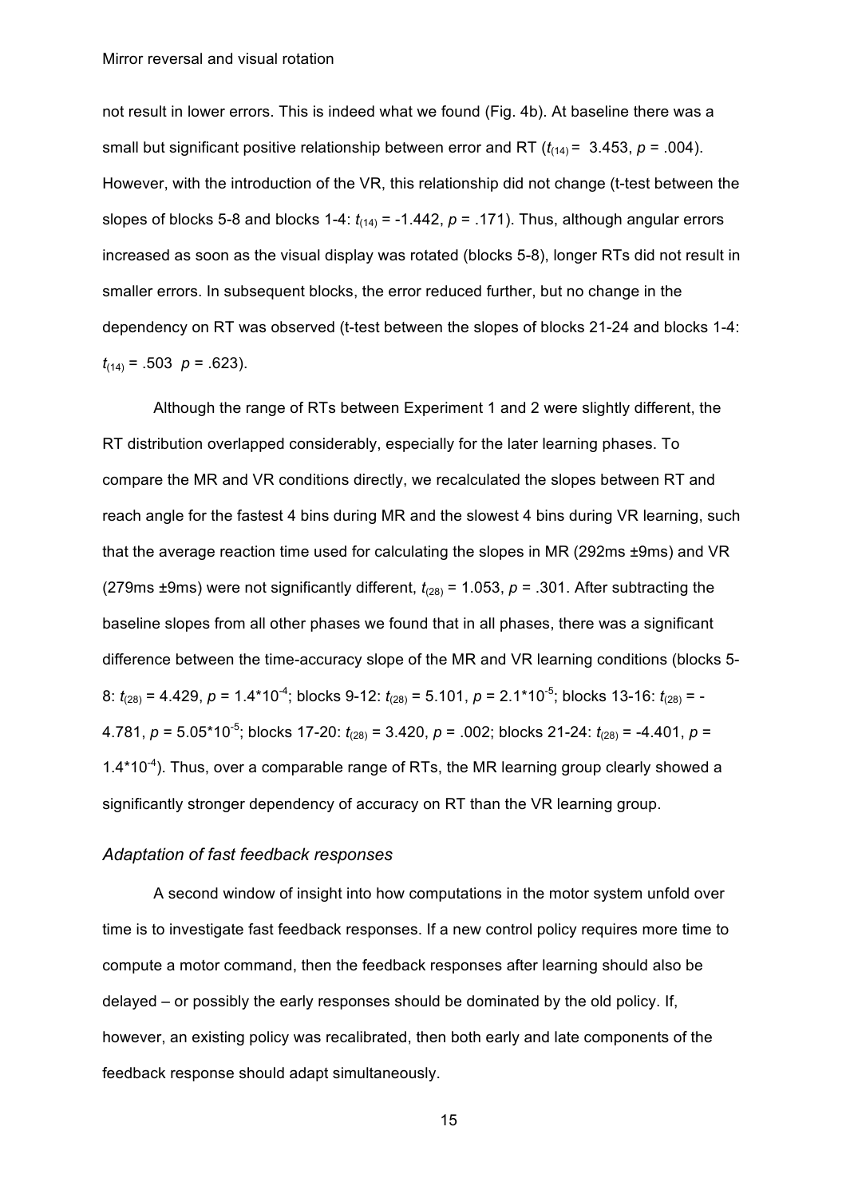not result in lower errors. This is indeed what we found (Fig. 4b). At baseline there was a small but significant positive relationship between error and RT ($t_{(14)} = 3.453$, $p = .004$). However, with the introduction of the VR, this relationship did not change (t-test between the slopes of blocks 5-8 and blocks 1-4: $t_{(14)} = -1.442$, $p = .171$). Thus, although angular errors increased as soon as the visual display was rotated (blocks 5-8), longer RTs did not result in smaller errors. In subsequent blocks, the error reduced further, but no change in the dependency on RT was observed (t-test between the slopes of blocks 21-24 and blocks 1-4: $t_{(14)} = .503$ $p = .623$).

Although the range of RTs between Experiment 1 and 2 were slightly different, the RT distribution overlapped considerably, especially for the later learning phases. To compare the MR and VR conditions directly, we recalculated the slopes between RT and reach angle for the fastest 4 bins during MR and the slowest 4 bins during VR learning, such that the average reaction time used for calculating the slopes in MR (292ms ±9ms) and VR (279ms ±9ms) were not significantly different, $t_{(28)} = 1.053$, $p = .301$. After subtracting the baseline slopes from all other phases we found that in all phases, there was a significant difference between the time-accuracy slope of the MR and VR learning conditions (blocks 5-8: $t_{(28)} = 4.429$, $p = 1.4 \times 10^{-4}$; blocks 9-12: $t_{(28)} = 5.101$, $p = 2.1 \times 10^{-5}$; blocks 13-16: $t_{(28)} = -4.781$, $p = 5.05 \times 10^{-5}$; blocks 17-20: $t_{(28)} = 3.420$, $p = .002$; blocks 21-24: $t_{(28)} = -4.401$, $p = 1.4 \times 10^{-4}$). Thus, over a comparable range of RTs, the MR learning group clearly showed a significantly stronger dependency of accuracy on RT than the VR learning group.

### *Adaptation of fast feedback responses*

A second window of insight into how computations in the motor system unfold over time is to investigate fast feedback responses. If a new control policy requires more time to compute a motor command, then the feedback responses after learning should also be delayed – or possibly the early responses should be dominated by the old policy. If, however, an existing policy was recalibrated, then both early and late components of the feedback response should adapt simultaneously.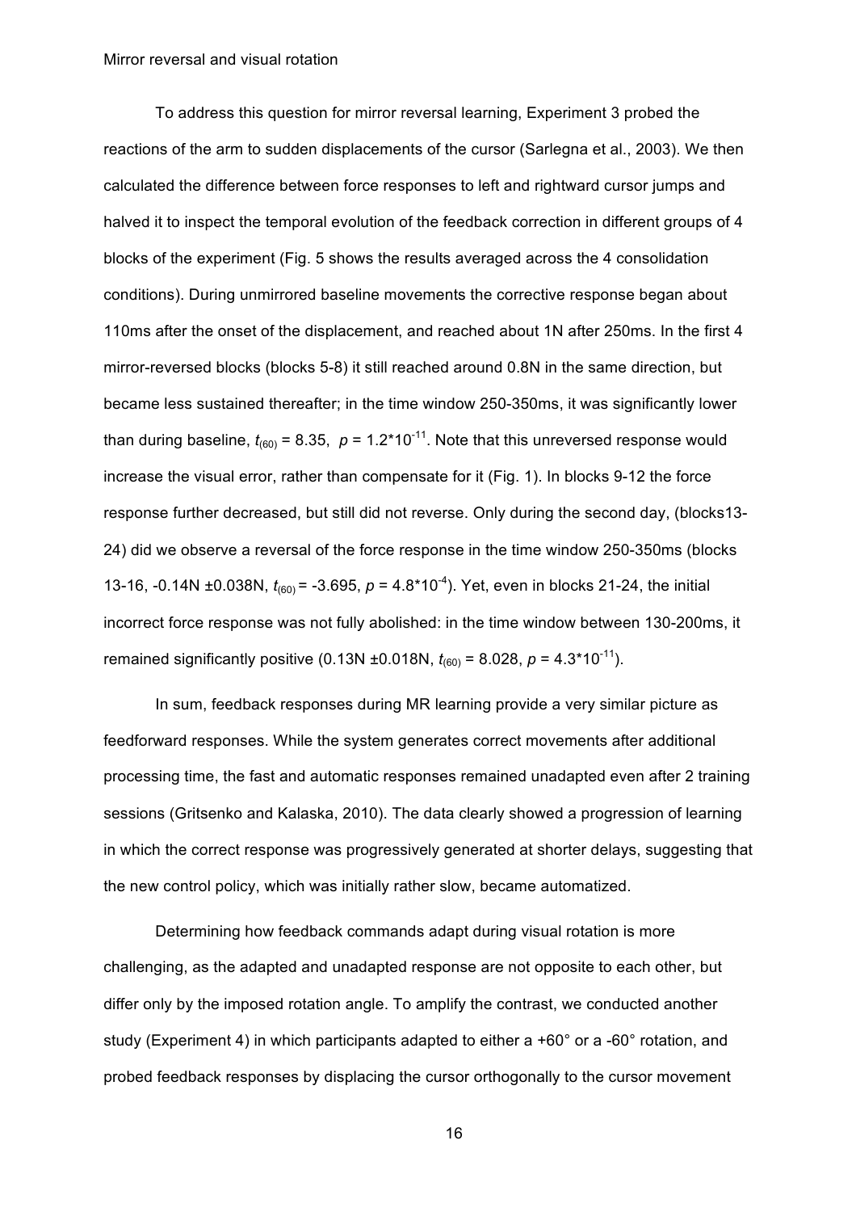To address this question for mirror reversal learning, Experiment 3 probed the reactions of the arm to sudden displacements of the cursor (Sarlegna et al., 2003). We then calculated the difference between force responses to left and rightward cursor jumps and halved it to inspect the temporal evolution of the feedback correction in different groups of 4 blocks of the experiment (Fig. 5 shows the results averaged across the 4 consolidation conditions). During unmirrored baseline movements the corrective response began about 110ms after the onset of the displacement, and reached about 1N after 250ms. In the first 4 mirror-reversed blocks (blocks 5-8) it still reached around 0.8N in the same direction, but became less sustained thereafter; in the time window 250-350ms, it was significantly lower than during baseline, $t_{(60)} = 8.35$, $p = 1.2*10^{-11}$. Note that this unreversed response would increase the visual error, rather than compensate for it (Fig. 1). In blocks 9-12 the force response further decreased, but still did not reverse. Only during the second day, (blocks13-24) did we observe a reversal of the force response in the time window 250-350ms (blocks 13-16, -0.14N ±0.038N, $t_{(60)} = -3.695$, $p = 4.8*10^{-4}$). Yet, even in blocks 21-24, the initial incorrect force response was not fully abolished: in the time window between 130-200ms, it remained significantly positive (0.13N ±0.018N, $t_{(60)} = 8.028$, $p = 4.3*10^{-11}$).

In sum, feedback responses during MR learning provide a very similar picture as feedforward responses. While the system generates correct movements after additional processing time, the fast and automatic responses remained unadapted even after 2 training sessions (Gritsenko and Kalaska, 2010). The data clearly showed a progression of learning in which the correct response was progressively generated at shorter delays, suggesting that the new control policy, which was initially rather slow, became automatized.

Determining how feedback commands adapt during visual rotation is more challenging, as the adapted and unadapted response are not opposite to each other, but differ only by the imposed rotation angle. To amplify the contrast, we conducted another study (Experiment 4) in which participants adapted to either a +60° or a -60° rotation, and probed feedback responses by displacing the cursor orthogonally to the cursor movement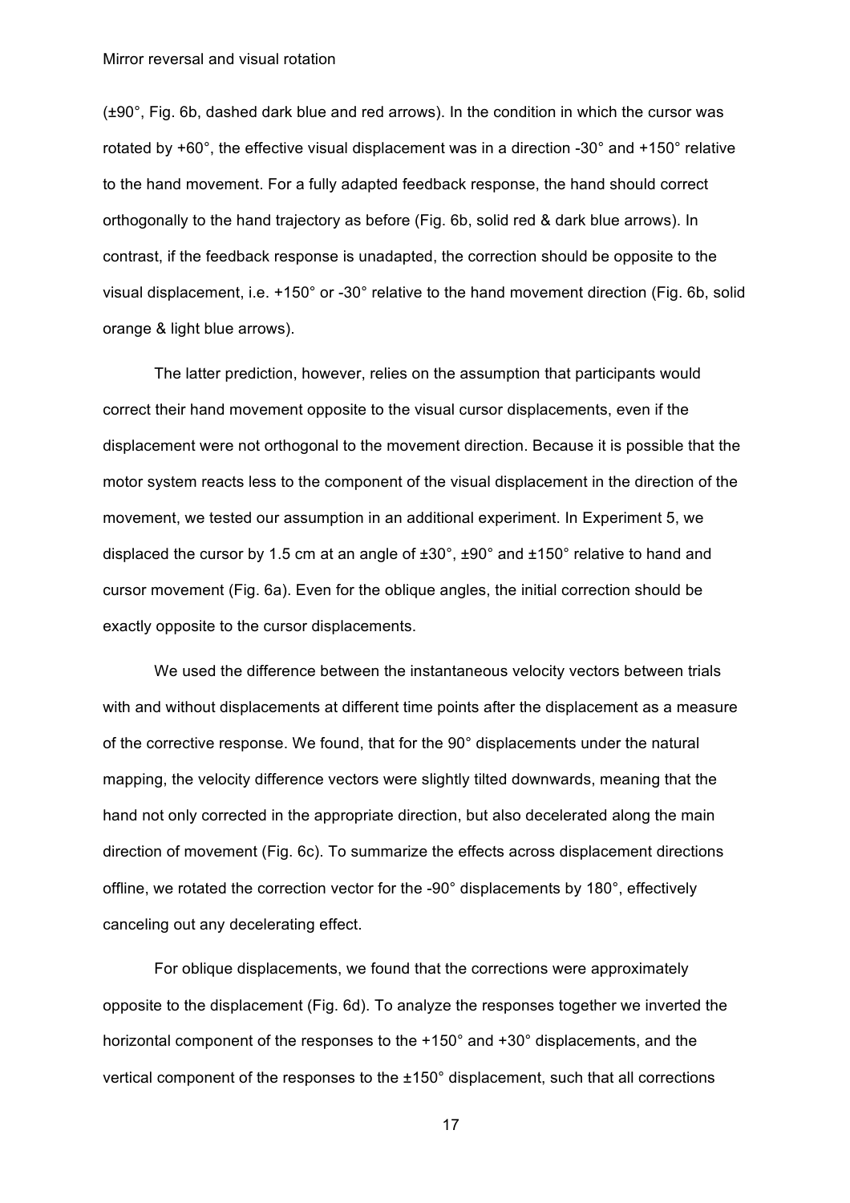(±90°, Fig. 6b, dashed dark blue and red arrows). In the condition in which the cursor was rotated by +60°, the effective visual displacement was in a direction -30° and +150° relative to the hand movement. For a fully adapted feedback response, the hand should correct orthogonally to the hand trajectory as before (Fig. 6b, solid red & dark blue arrows). In contrast, if the feedback response is unadapted, the correction should be opposite to the visual displacement, i.e. +150° or -30° relative to the hand movement direction (Fig. 6b, solid orange & light blue arrows).

The latter prediction, however, relies on the assumption that participants would correct their hand movement opposite to the visual cursor displacements, even if the displacement were not orthogonal to the movement direction. Because it is possible that the motor system reacts less to the component of the visual displacement in the direction of the movement, we tested our assumption in an additional experiment. In Experiment 5, we displaced the cursor by 1.5 cm at an angle of ±30°, ±90° and ±150° relative to hand and cursor movement (Fig. 6a). Even for the oblique angles, the initial correction should be exactly opposite to the cursor displacements.

We used the difference between the instantaneous velocity vectors between trials with and without displacements at different time points after the displacement as a measure of the corrective response. We found, that for the 90° displacements under the natural mapping, the velocity difference vectors were slightly tilted downwards, meaning that the hand not only corrected in the appropriate direction, but also decelerated along the main direction of movement (Fig. 6c). To summarize the effects across displacement directions offline, we rotated the correction vector for the -90° displacements by 180°, effectively canceling out any decelerating effect.

For oblique displacements, we found that the corrections were approximately opposite to the displacement (Fig. 6d). To analyze the responses together we inverted the horizontal component of the responses to the +150° and +30° displacements, and the vertical component of the responses to the ±150° displacement, such that all corrections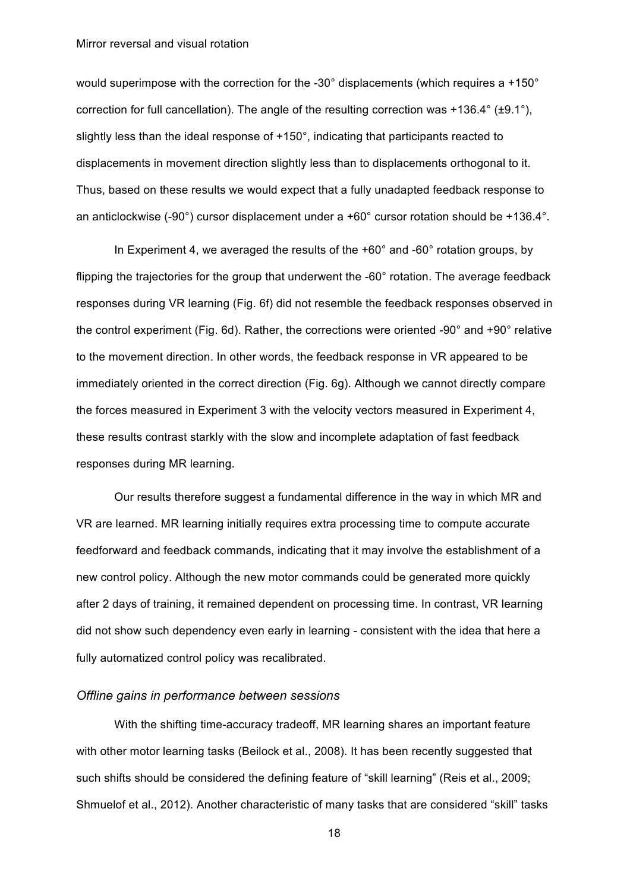would superimpose with the correction for the -30° displacements (which requires a +150° correction for full cancellation). The angle of the resulting correction was +136.4° (±9.1°), slightly less than the ideal response of +150°, indicating that participants reacted to displacements in movement direction slightly less than to displacements orthogonal to it. Thus, based on these results we would expect that a fully unadapted feedback response to an anticlockwise (-90°) cursor displacement under a +60° cursor rotation should be +136.4°.

In Experiment 4, we averaged the results of the +60° and -60° rotation groups, by flipping the trajectories for the group that underwent the -60° rotation. The average feedback responses during VR learning (Fig. 6f) did not resemble the feedback responses observed in the control experiment (Fig. 6d). Rather, the corrections were oriented -90° and +90° relative to the movement direction. In other words, the feedback response in VR appeared to be immediately oriented in the correct direction (Fig. 6g). Although we cannot directly compare the forces measured in Experiment 3 with the velocity vectors measured in Experiment 4, these results contrast starkly with the slow and incomplete adaptation of fast feedback responses during MR learning.

Our results therefore suggest a fundamental difference in the way in which MR and VR are learned. MR learning initially requires extra processing time to compute accurate feedforward and feedback commands, indicating that it may involve the establishment of a new control policy. Although the new motor commands could be generated more quickly after 2 days of training, it remained dependent on processing time. In contrast, VR learning did not show such dependency even early in learning - consistent with the idea that here a fully automatized control policy was recalibrated.

### *Offline gains in performance between sessions*

With the shifting time-accuracy tradeoff, MR learning shares an important feature with other motor learning tasks (Beilock et al., 2008). It has been recently suggested that such shifts should be considered the defining feature of "skill learning" (Reis et al., 2009; Shmuelof et al., 2012). Another characteristic of many tasks that are considered "skill" tasks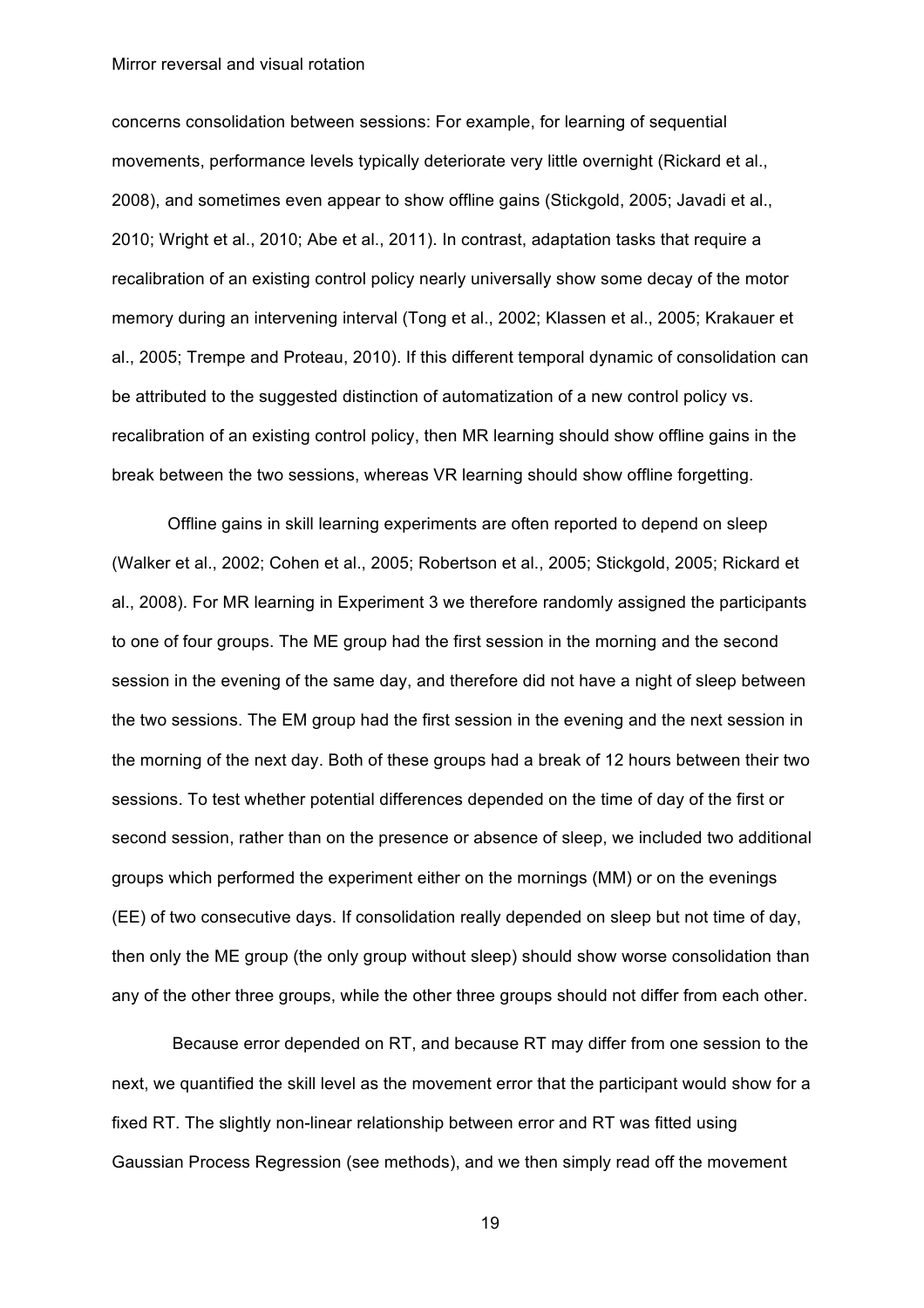concerns consolidation between sessions: For example, for learning of sequential movements, performance levels typically deteriorate very little overnight (Rickard et al., 2008), and sometimes even appear to show offline gains (Stickgold, 2005; Javadi et al., 2010; Wright et al., 2010; Abe et al., 2011). In contrast, adaptation tasks that require a recalibration of an existing control policy nearly universally show some decay of the motor memory during an intervening interval (Tong et al., 2002; Klassen et al., 2005; Krakauer et al., 2005; Trempe and Proteau, 2010). If this different temporal dynamic of consolidation can be attributed to the suggested distinction of automatization of a new control policy vs. recalibration of an existing control policy, then MR learning should show offline gains in the break between the two sessions, whereas VR learning should show offline forgetting.

Offline gains in skill learning experiments are often reported to depend on sleep (Walker et al., 2002; Cohen et al., 2005; Robertson et al., 2005; Stickgold, 2005; Rickard et al., 2008). For MR learning in Experiment 3 we therefore randomly assigned the participants to one of four groups. The ME group had the first session in the morning and the second session in the evening of the same day, and therefore did not have a night of sleep between the two sessions. The EM group had the first session in the evening and the next session in the morning of the next day. Both of these groups had a break of 12 hours between their two sessions. To test whether potential differences depended on the time of day of the first or second session, rather than on the presence or absence of sleep, we included two additional groups which performed the experiment either on the mornings (MM) or on the evenings (EE) of two consecutive days. If consolidation really depended on sleep but not time of day, then only the ME group (the only group without sleep) should show worse consolidation than any of the other three groups, while the other three groups should not differ from each other.

Because error depended on RT, and because RT may differ from one session to the next, we quantified the skill level as the movement error that the participant would show for a fixed RT. The slightly non-linear relationship between error and RT was fitted using Gaussian Process Regression (see methods), and we then simply read off the movement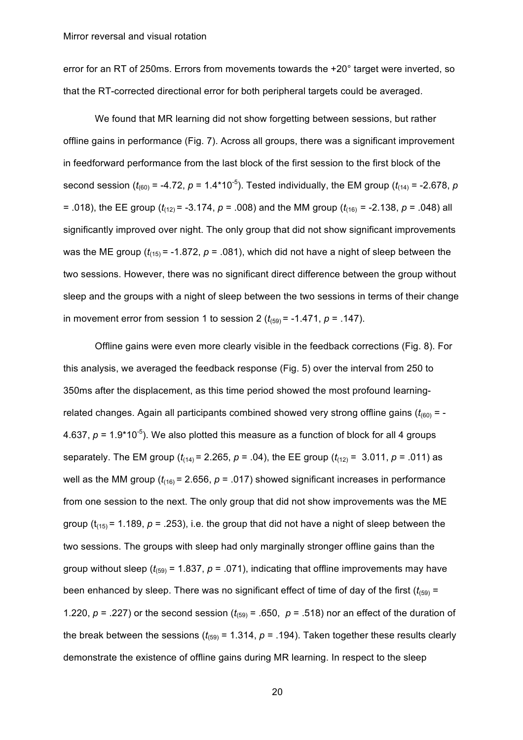error for an RT of 250ms. Errors from movements towards the +20° target were inverted, so that the RT-corrected directional error for both peripheral targets could be averaged.

We found that MR learning did not show forgetting between sessions, but rather offline gains in performance (Fig. 7). Across all groups, there was a significant improvement in feedforward performance from the last block of the first session to the first block of the second session ($t_{(60)}$ = -4.72, $p$ = 1.4*10$^{-5}$). Tested individually, the EM group ($t_{(14)}$ = -2.678, $p$ = .018), the EE group ($t_{(12)}$ = -3.174, $p$ = .008) and the MM group ($t_{(16)}$ = -2.138, $p$ = .048) all significantly improved over night. The only group that did not show significant improvements was the ME group ($t_{(15)}$ = -1.872, $p$ = .081), which did not have a night of sleep between the two sessions. However, there was no significant direct difference between the group without sleep and the groups with a night of sleep between the two sessions in terms of their change in movement error from session 1 to session 2 ($t_{(59)}$ = -1.471, $p$ = .147).

Offline gains were even more clearly visible in the feedback corrections (Fig. 8). For this analysis, we averaged the feedback response (Fig. 5) over the interval from 250 to 350ms after the displacement, as this time period showed the most profound learning-related changes. Again all participants combined showed very strong offline gains ($t_{(60)}$ = -4.637, $p$ = 1.9*10$^{-5}$). We also plotted this measure as a function of block for all 4 groups separately. The EM group ($t_{(14)}$ = 2.265, $p$ = .04), the EE group ($t_{(12)}$ = 3.011, $p$ = .011) as well as the MM group ($t_{(16)}$ = 2.656, $p$ = .017) showed significant increases in performance from one session to the next. The only group that did not show improvements was the ME group ($t_{(15)}$ = 1.189, $p$ = .253), i.e. the group that did not have a night of sleep between the two sessions. The groups with sleep had only marginally stronger offline gains than the group without sleep ($t_{(59)}$ = 1.837, $p$ = .071), indicating that offline improvements may have been enhanced by sleep. There was no significant effect of time of day of the first ($t_{(59)}$ = 1.220, $p$ = .227) or the second session ($t_{(59)}$ = .650, $p$ = .518) nor an effect of the duration of the break between the sessions ($t_{(59)}$ = 1.314, $p$ = .194). Taken together these results clearly demonstrate the existence of offline gains during MR learning. In respect to the sleep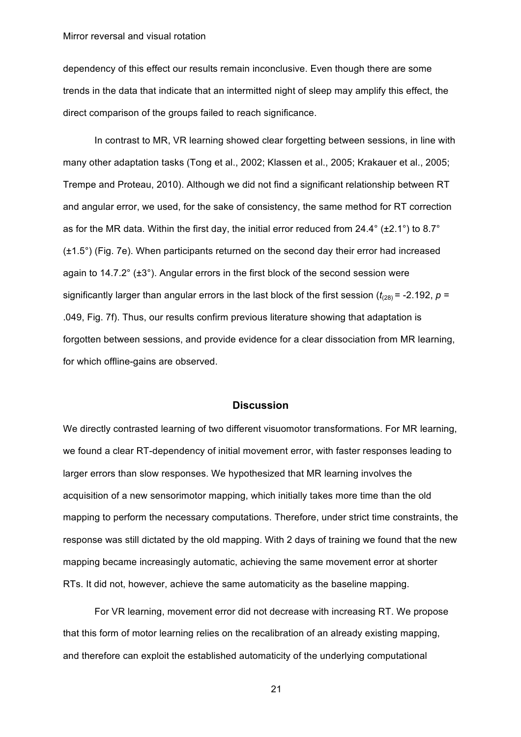dependency of this effect our results remain inconclusive. Even though there are some trends in the data that indicate that an intermitted night of sleep may amplify this effect, the direct comparison of the groups failed to reach significance.

In contrast to MR, VR learning showed clear forgetting between sessions, in line with many other adaptation tasks (Tong et al., 2002; Klassen et al., 2005; Krakauer et al., 2005; Trempe and Proteau, 2010). Although we did not find a significant relationship between RT and angular error, we used, for the sake of consistency, the same method for RT correction as for the MR data. Within the first day, the initial error reduced from 24.4° (±2.1°) to 8.7° (±1.5°) (Fig. 7e). When participants returned on the second day their error had increased again to 14.7.2° (±3°). Angular errors in the first block of the second session were significantly larger than angular errors in the last block of the first session ($t_{(28)}$ = -2.192, $p$ = .049, Fig. 7f). Thus, our results confirm previous literature showing that adaptation is forgotten between sessions, and provide evidence for a clear dissociation from MR learning, for which offline-gains are observed.

## Discussion

We directly contrasted learning of two different visuomotor transformations. For MR learning, we found a clear RT-dependency of initial movement error, with faster responses leading to larger errors than slow responses. We hypothesized that MR learning involves the acquisition of a new sensorimotor mapping, which initially takes more time than the old mapping to perform the necessary computations. Therefore, under strict time constraints, the response was still dictated by the old mapping. With 2 days of training we found that the new mapping became increasingly automatic, achieving the same movement error at shorter RTs. It did not, however, achieve the same automaticity as the baseline mapping.

For VR learning, movement error did not decrease with increasing RT. We propose that this form of motor learning relies on the recalibration of an already existing mapping, and therefore can exploit the established automaticity of the underlying computational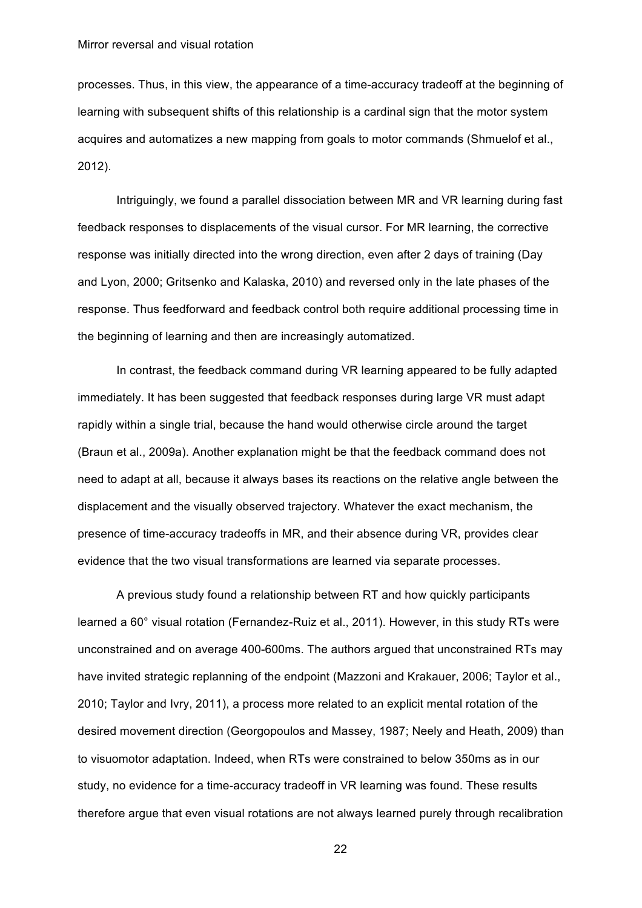processes. Thus, in this view, the appearance of a time-accuracy tradeoff at the beginning of learning with subsequent shifts of this relationship is a cardinal sign that the motor system acquires and automatizes a new mapping from goals to motor commands (Shmuelof et al., 2012).

Intriguingly, we found a parallel dissociation between MR and VR learning during fast feedback responses to displacements of the visual cursor. For MR learning, the corrective response was initially directed into the wrong direction, even after 2 days of training (Day and Lyon, 2000; Gritsenko and Kalaska, 2010) and reversed only in the late phases of the response. Thus feedforward and feedback control both require additional processing time in the beginning of learning and then are increasingly automatized.

In contrast, the feedback command during VR learning appeared to be fully adapted immediately. It has been suggested that feedback responses during large VR must adapt rapidly within a single trial, because the hand would otherwise circle around the target (Braun et al., 2009a). Another explanation might be that the feedback command does not need to adapt at all, because it always bases its reactions on the relative angle between the displacement and the visually observed trajectory. Whatever the exact mechanism, the presence of time-accuracy tradeoffs in MR, and their absence during VR, provides clear evidence that the two visual transformations are learned via separate processes.

A previous study found a relationship between RT and how quickly participants learned a 60° visual rotation (Fernandez-Ruiz et al., 2011). However, in this study RTs were unconstrained and on average 400-600ms. The authors argued that unconstrained RTs may have invited strategic replanning of the endpoint (Mazzoni and Krakauer, 2006; Taylor et al., 2010; Taylor and Ivry, 2011), a process more related to an explicit mental rotation of the desired movement direction (Georgopoulos and Massey, 1987; Neely and Heath, 2009) than to visuomotor adaptation. Indeed, when RTs were constrained to below 350ms as in our study, no evidence for a time-accuracy tradeoff in VR learning was found. These results therefore argue that even visual rotations are not always learned purely through recalibration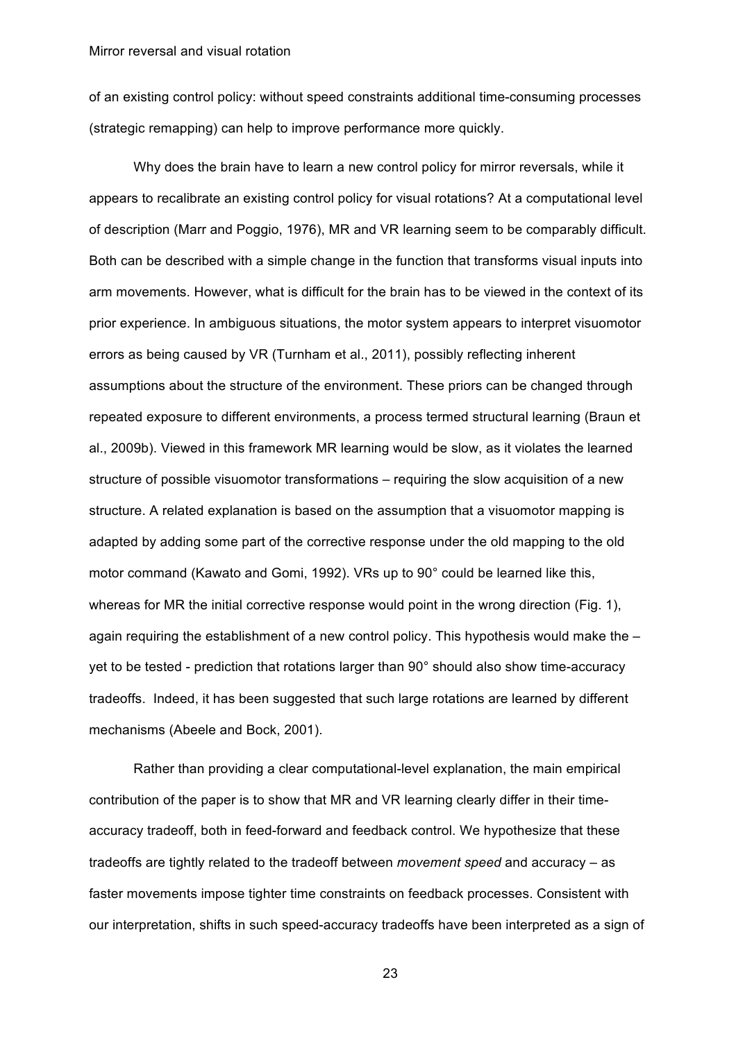of an existing control policy: without speed constraints additional time-consuming processes (strategic remapping) can help to improve performance more quickly.

Why does the brain have to learn a new control policy for mirror reversals, while it appears to recalibrate an existing control policy for visual rotations? At a computational level of description (Marr and Poggio, 1976), MR and VR learning seem to be comparably difficult. Both can be described with a simple change in the function that transforms visual inputs into arm movements. However, what is difficult for the brain has to be viewed in the context of its prior experience. In ambiguous situations, the motor system appears to interpret visuomotor errors as being caused by VR (Turnham et al., 2011), possibly reflecting inherent assumptions about the structure of the environment. These priors can be changed through repeated exposure to different environments, a process termed structural learning (Braun et al., 2009b). Viewed in this framework MR learning would be slow, as it violates the learned structure of possible visuomotor transformations – requiring the slow acquisition of a new structure. A related explanation is based on the assumption that a visuomotor mapping is adapted by adding some part of the corrective response under the old mapping to the old motor command (Kawato and Gomi, 1992). VRs up to 90° could be learned like this, whereas for MR the initial corrective response would point in the wrong direction (Fig. 1), again requiring the establishment of a new control policy. This hypothesis would make the – yet to be tested - prediction that rotations larger than 90° should also show time-accuracy tradeoffs. Indeed, it has been suggested that such large rotations are learned by different mechanisms (Abeele and Bock, 2001).

Rather than providing a clear computational-level explanation, the main empirical contribution of the paper is to show that MR and VR learning clearly differ in their time-accuracy tradeoff, both in feed-forward and feedback control. We hypothesize that these tradeoffs are tightly related to the tradeoff between *movement speed* and accuracy – as faster movements impose tighter time constraints on feedback processes. Consistent with our interpretation, shifts in such speed-accuracy tradeoffs have been interpreted as a sign of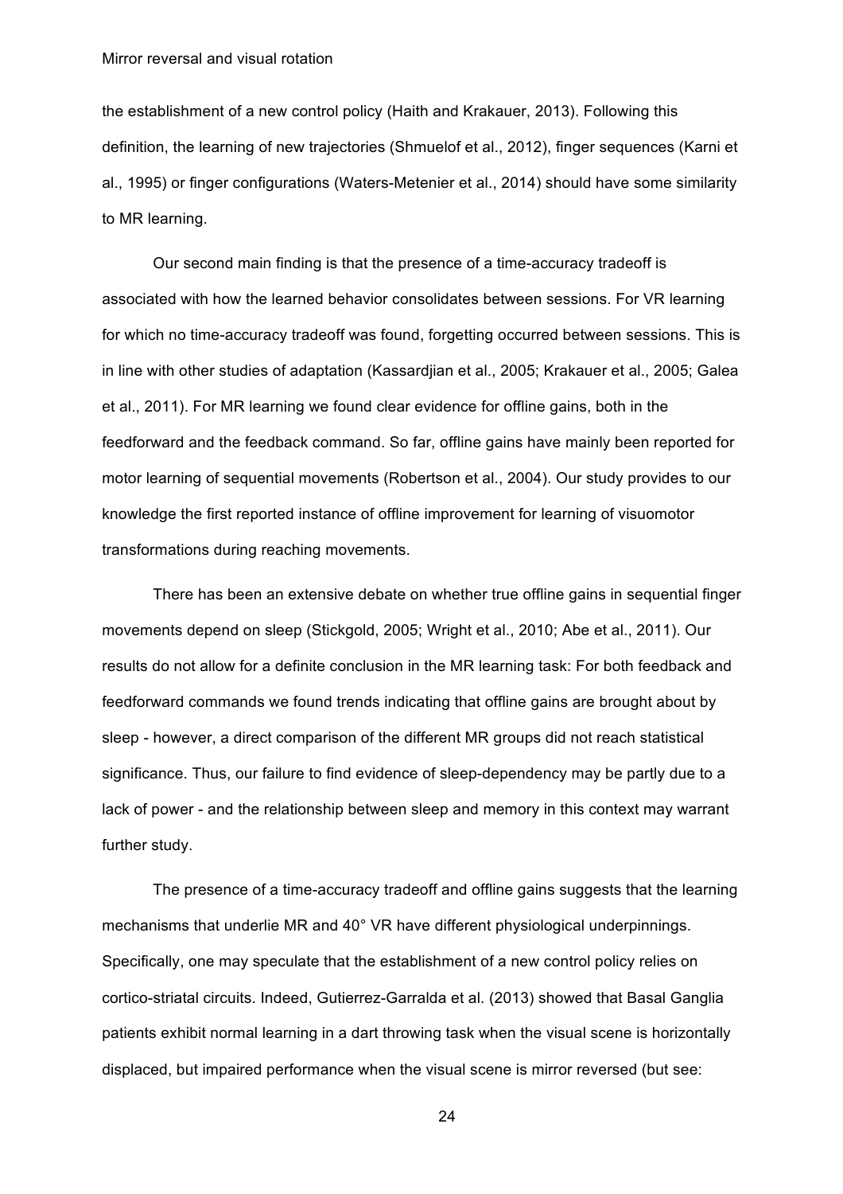the establishment of a new control policy (Haith and Krakauer, 2013). Following this definition, the learning of new trajectories (Shmuelof et al., 2012), finger sequences (Karni et al., 1995) or finger configurations (Waters-Metenier et al., 2014) should have some similarity to MR learning.

Our second main finding is that the presence of a time-accuracy tradeoff is associated with how the learned behavior consolidates between sessions. For VR learning for which no time-accuracy tradeoff was found, forgetting occurred between sessions. This is in line with other studies of adaptation (Kassardjian et al., 2005; Krakauer et al., 2005; Galea et al., 2011). For MR learning we found clear evidence for offline gains, both in the feedforward and the feedback command. So far, offline gains have mainly been reported for motor learning of sequential movements (Robertson et al., 2004). Our study provides to our knowledge the first reported instance of offline improvement for learning of visuomotor transformations during reaching movements.

There has been an extensive debate on whether true offline gains in sequential finger movements depend on sleep (Stickgold, 2005; Wright et al., 2010; Abe et al., 2011). Our results do not allow for a definite conclusion in the MR learning task: For both feedback and feedforward commands we found trends indicating that offline gains are brought about by sleep - however, a direct comparison of the different MR groups did not reach statistical significance. Thus, our failure to find evidence of sleep-dependency may be partly due to a lack of power - and the relationship between sleep and memory in this context may warrant further study.

The presence of a time-accuracy tradeoff and offline gains suggests that the learning mechanisms that underlie MR and 40° VR have different physiological underpinnings. Specifically, one may speculate that the establishment of a new control policy relies on cortico-striatal circuits. Indeed, Gutierrez-Garralda et al. (2013) showed that Basal Ganglia patients exhibit normal learning in a dart throwing task when the visual scene is horizontally displaced, but impaired performance when the visual scene is mirror reversed (but see: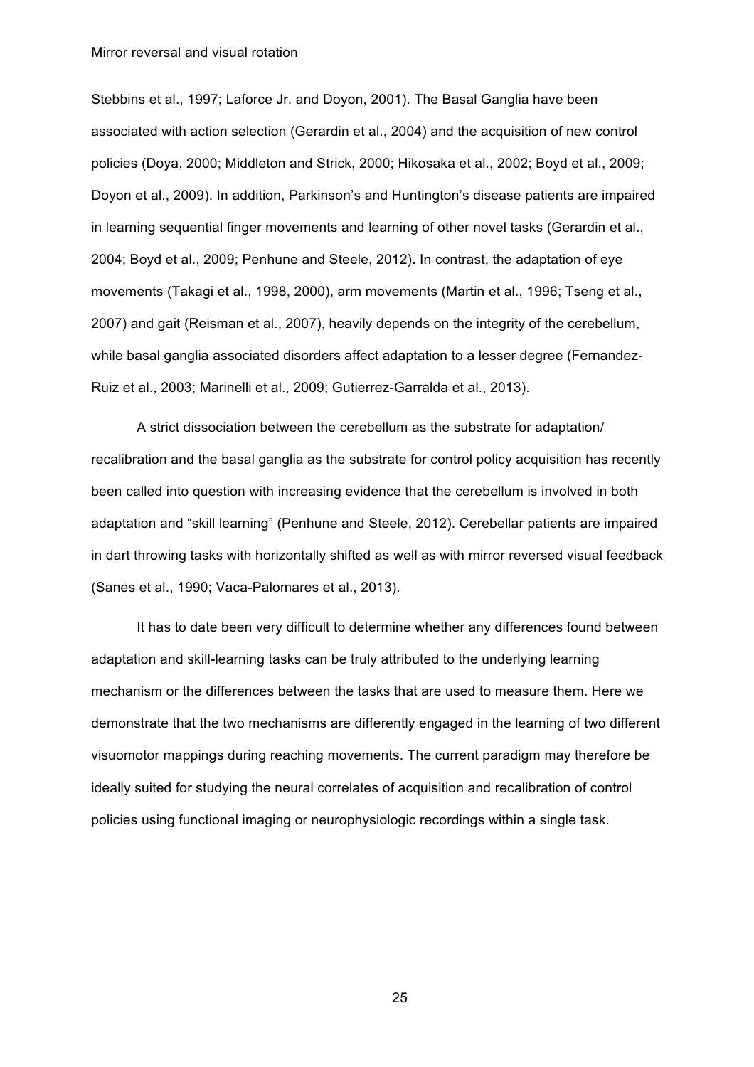Stebbins et al., 1997; Laforce Jr. and Doyon, 2001). The Basal Ganglia have been associated with action selection (Gerardin et al., 2004) and the acquisition of new control policies (Doya, 2000; Middleton and Strick, 2000; Hikosaka et al., 2002; Boyd et al., 2009; Doyon et al., 2009). In addition, Parkinson's and Huntington's disease patients are impaired in learning sequential finger movements and learning of other novel tasks (Gerardin et al., 2004; Boyd et al., 2009; Penhune and Steele, 2012). In contrast, the adaptation of eye movements (Takagi et al., 1998, 2000), arm movements (Martin et al., 1996; Tseng et al., 2007) and gait (Reisman et al., 2007), heavily depends on the integrity of the cerebellum, while basal ganglia associated disorders affect adaptation to a lesser degree (Fernandez-Ruiz et al., 2003; Marinelli et al., 2009; Gutierrez-Garralda et al., 2013).

A strict dissociation between the cerebellum as the substrate for adaptation/ recalibration and the basal ganglia as the substrate for control policy acquisition has recently been called into question with increasing evidence that the cerebellum is involved in both adaptation and "skill learning" (Penhune and Steele, 2012). Cerebellar patients are impaired in dart throwing tasks with horizontally shifted as well as with mirror reversed visual feedback (Sanes et al., 1990; Vaca-Palomares et al., 2013).

It has to date been very difficult to determine whether any differences found between adaptation and skill-learning tasks can be truly attributed to the underlying learning mechanism or the differences between the tasks that are used to measure them. Here we demonstrate that the two mechanisms are differently engaged in the learning of two different visuomotor mappings during reaching movements. The current paradigm may therefore be ideally suited for studying the neural correlates of acquisition and recalibration of control policies using functional imaging or neurophysiologic recordings within a single task.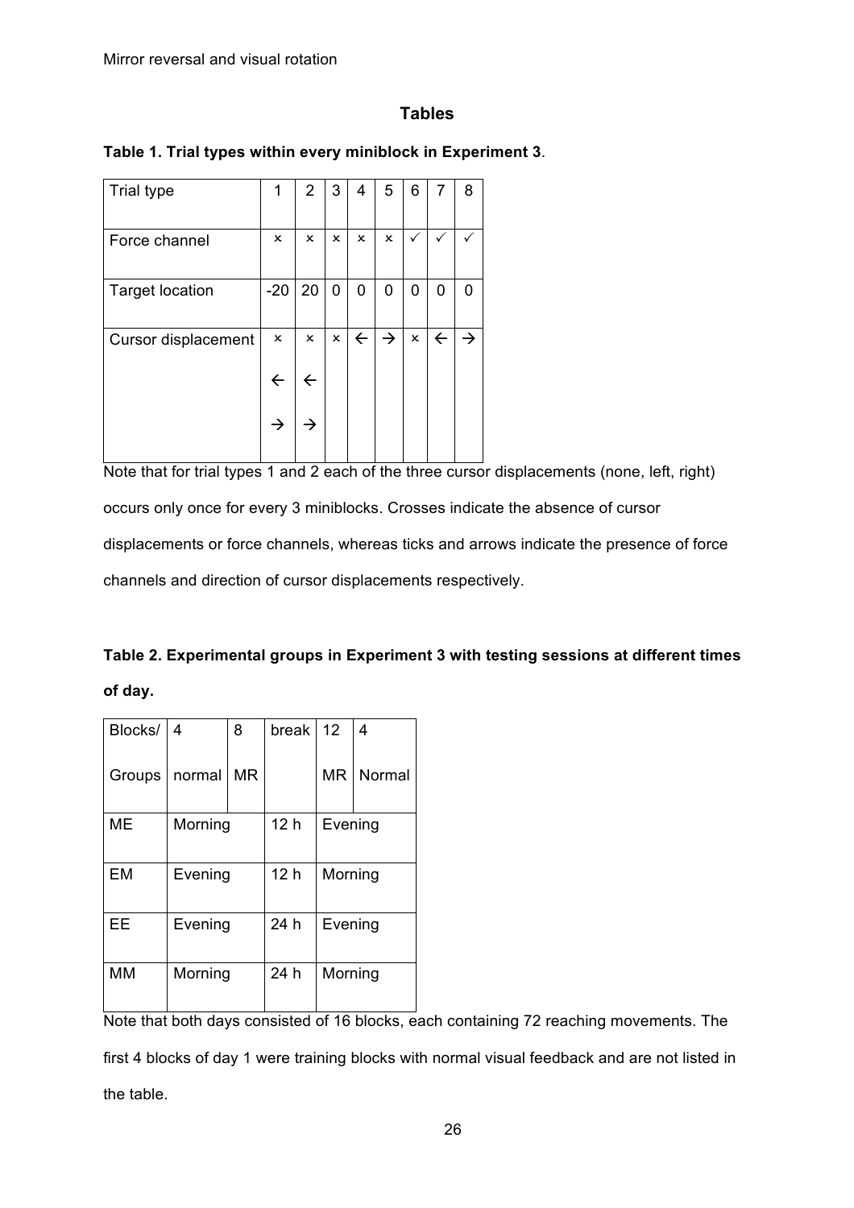## Tables

**Table 1. Trial types within every miniblock in Experiment 3**.

| Trial type | 1 | 2 | 3 | 4 | 5 | 6 | 7 | 8 |
|---|---|---|---|---|---|---|---|---|
| Force channel | × | × | × | × | × | ✓ | ✓ | ✓ |
| Target location | -20 | 20 | 0 | 0 | 0 | 0 | 0 | 0 |
| Cursor displacement | × ← → | × ← → | × | ← | → | × | ← | → |

Note that for trial types 1 and 2 each of the three cursor displacements (none, left, right) occurs only once for every 3 miniblocks. Crosses indicate the absence of cursor displacements or force channels, whereas ticks and arrows indicate the presence of force channels and direction of cursor displacements respectively.

**Table 2. Experimental groups in Experiment 3 with testing sessions at different times of day.**

| Blocks/ | 4 | 8 | break | 12 | 4 |
|---|---|---|---|---|---|
| Groups | normal | MR | | MR | Normal |
| ME | Morning | | 12 h | Evening | |
| EM | Evening | | 12 h | Morning | |
| EE | Evening | | 24 h | Evening | |
| MM | Morning | | 24 h | Morning | |

Note that both days consisted of 16 blocks, each containing 72 reaching movements. The first 4 blocks of day 1 were training blocks with normal visual feedback and are not listed in the table.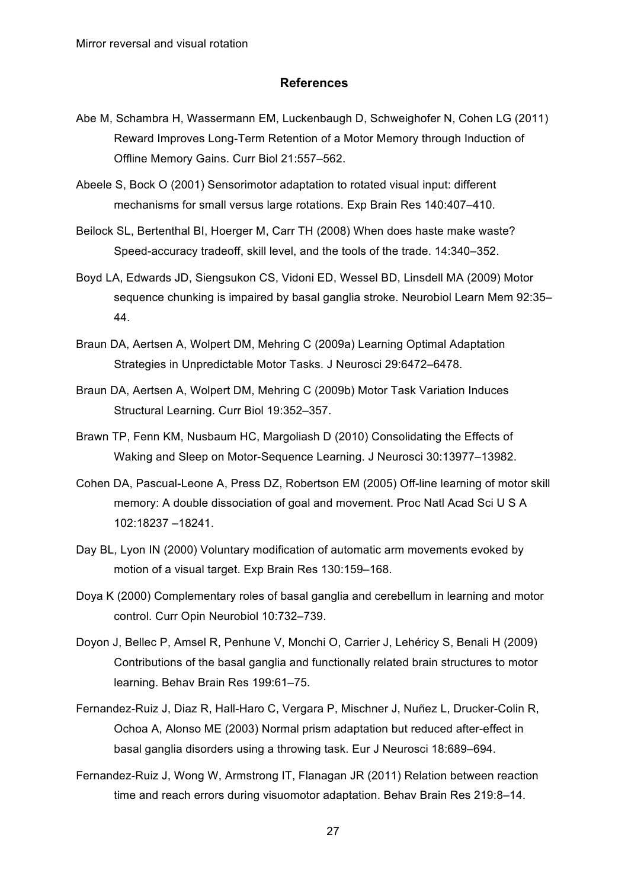## References

Abe M, Schambra H, Wassermann EM, Luckenbaugh D, Schweighofer N, Cohen LG (2011) Reward Improves Long-Term Retention of a Motor Memory through Induction of Offline Memory Gains. Curr Biol 21:557–562.

Abeele S, Bock O (2001) Sensorimotor adaptation to rotated visual input: different mechanisms for small versus large rotations. Exp Brain Res 140:407–410.

Beilock SL, Bertenthal BI, Hoerger M, Carr TH (2008) When does haste make waste? Speed-accuracy tradeoff, skill level, and the tools of the trade. 14:340–352.

Boyd LA, Edwards JD, Siengsukon CS, Vidoni ED, Wessel BD, Linsdell MA (2009) Motor sequence chunking is impaired by basal ganglia stroke. Neurobiol Learn Mem 92:35–44.

Braun DA, Aertsen A, Wolpert DM, Mehring C (2009a) Learning Optimal Adaptation Strategies in Unpredictable Motor Tasks. J Neurosci 29:6472–6478.

Braun DA, Aertsen A, Wolpert DM, Mehring C (2009b) Motor Task Variation Induces Structural Learning. Curr Biol 19:352–357.

Brawn TP, Fenn KM, Nusbaum HC, Margoliash D (2010) Consolidating the Effects of Waking and Sleep on Motor-Sequence Learning. J Neurosci 30:13977–13982.

Cohen DA, Pascual-Leone A, Press DZ, Robertson EM (2005) Off-line learning of motor skill memory: A double dissociation of goal and movement. Proc Natl Acad Sci U S A 102:18237 –18241.

Day BL, Lyon IN (2000) Voluntary modification of automatic arm movements evoked by motion of a visual target. Exp Brain Res 130:159–168.

Doya K (2000) Complementary roles of basal ganglia and cerebellum in learning and motor control. Curr Opin Neurobiol 10:732–739.

Doyon J, Bellec P, Amsel R, Penhune V, Monchi O, Carrier J, Lehéricy S, Benali H (2009) Contributions of the basal ganglia and functionally related brain structures to motor learning. Behav Brain Res 199:61–75.

Fernandez-Ruiz J, Diaz R, Hall-Haro C, Vergara P, Mischner J, Nuñez L, Drucker-Colin R, Ochoa A, Alonso ME (2003) Normal prism adaptation but reduced after-effect in basal ganglia disorders using a throwing task. Eur J Neurosci 18:689–694.

Fernandez-Ruiz J, Wong W, Armstrong IT, Flanagan JR (2011) Relation between reaction time and reach errors during visuomotor adaptation. Behav Brain Res 219:8–14.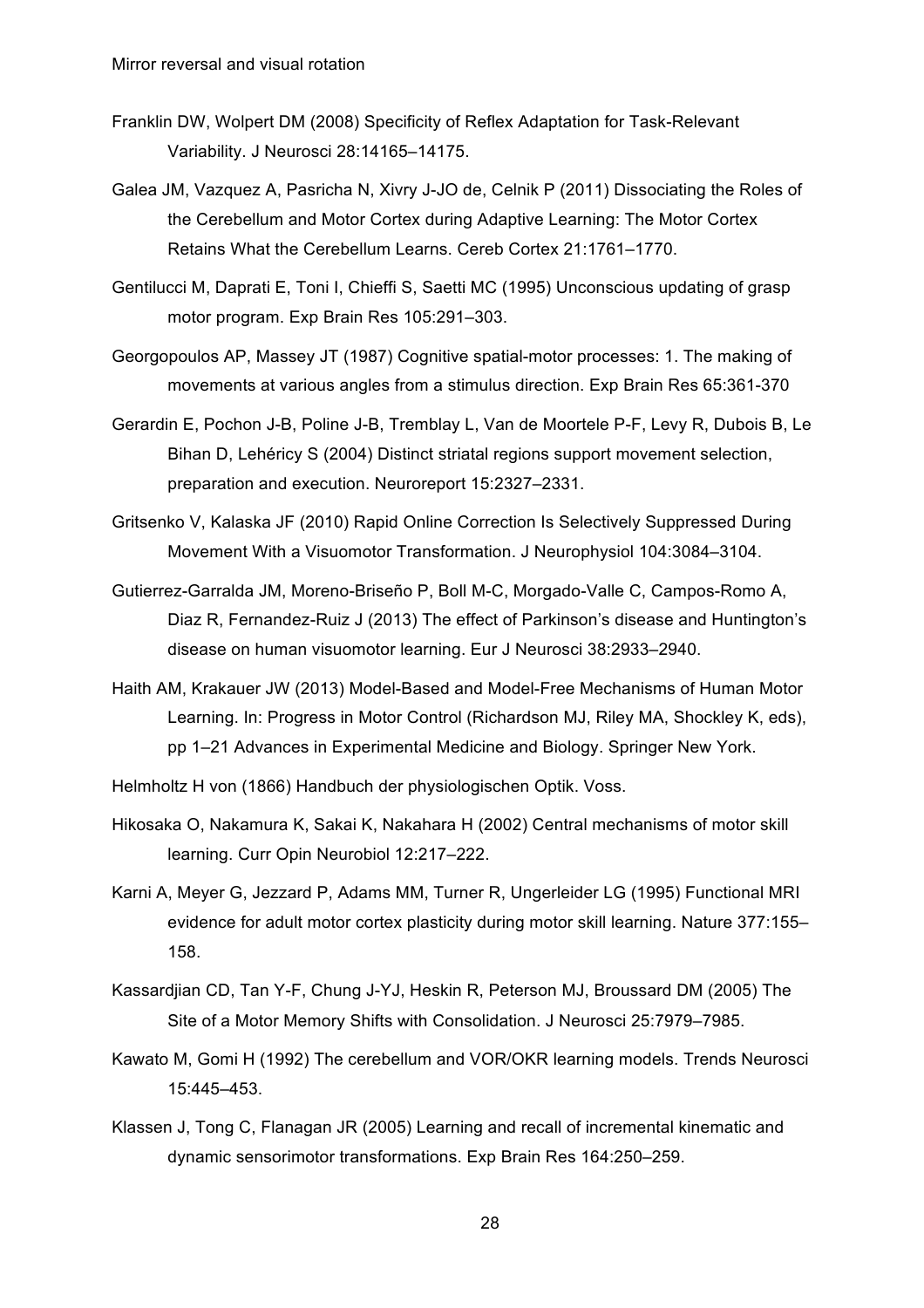Franklin DW, Wolpert DM (2008) Specificity of Reflex Adaptation for Task-Relevant Variability. J Neurosci 28:14165–14175.

Galea JM, Vazquez A, Pasricha N, Xivry J-JO de, Celnik P (2011) Dissociating the Roles of the Cerebellum and Motor Cortex during Adaptive Learning: The Motor Cortex Retains What the Cerebellum Learns. Cereb Cortex 21:1761–1770.

Gentilucci M, Daprati E, Toni I, Chieffi S, Saetti MC (1995) Unconscious updating of grasp motor program. Exp Brain Res 105:291–303.

Georgopoulos AP, Massey JT (1987) Cognitive spatial-motor processes: 1. The making of movements at various angles from a stimulus direction. Exp Brain Res 65:361-370

Gerardin E, Pochon J-B, Poline J-B, Tremblay L, Van de Moortele P-F, Levy R, Dubois B, Le Bihan D, Lehéricy S (2004) Distinct striatal regions support movement selection, preparation and execution. Neuroreport 15:2327–2331.

Gritsenko V, Kalaska JF (2010) Rapid Online Correction Is Selectively Suppressed During Movement With a Visuomotor Transformation. J Neurophysiol 104:3084–3104.

Gutierrez-Garralda JM, Moreno-Briseño P, Boll M-C, Morgado-Valle C, Campos-Romo A, Diaz R, Fernandez-Ruiz J (2013) The effect of Parkinson's disease and Huntington's disease on human visuomotor learning. Eur J Neurosci 38:2933–2940.

Haith AM, Krakauer JW (2013) Model-Based and Model-Free Mechanisms of Human Motor Learning. In: Progress in Motor Control (Richardson MJ, Riley MA, Shockley K, eds), pp 1–21 Advances in Experimental Medicine and Biology. Springer New York.

Helmholtz H von (1866) Handbuch der physiologischen Optik. Voss.

Hikosaka O, Nakamura K, Sakai K, Nakahara H (2002) Central mechanisms of motor skill learning. Curr Opin Neurobiol 12:217–222.

Karni A, Meyer G, Jezzard P, Adams MM, Turner R, Ungerleider LG (1995) Functional MRI evidence for adult motor cortex plasticity during motor skill learning. Nature 377:155–158.

Kassardjian CD, Tan Y-F, Chung J-YJ, Heskin R, Peterson MJ, Broussard DM (2005) The Site of a Motor Memory Shifts with Consolidation. J Neurosci 25:7979–7985.

Kawato M, Gomi H (1992) The cerebellum and VOR/OKR learning models. Trends Neurosci 15:445–453.

Klassen J, Tong C, Flanagan JR (2005) Learning and recall of incremental kinematic and dynamic sensorimotor transformations. Exp Brain Res 164:250–259.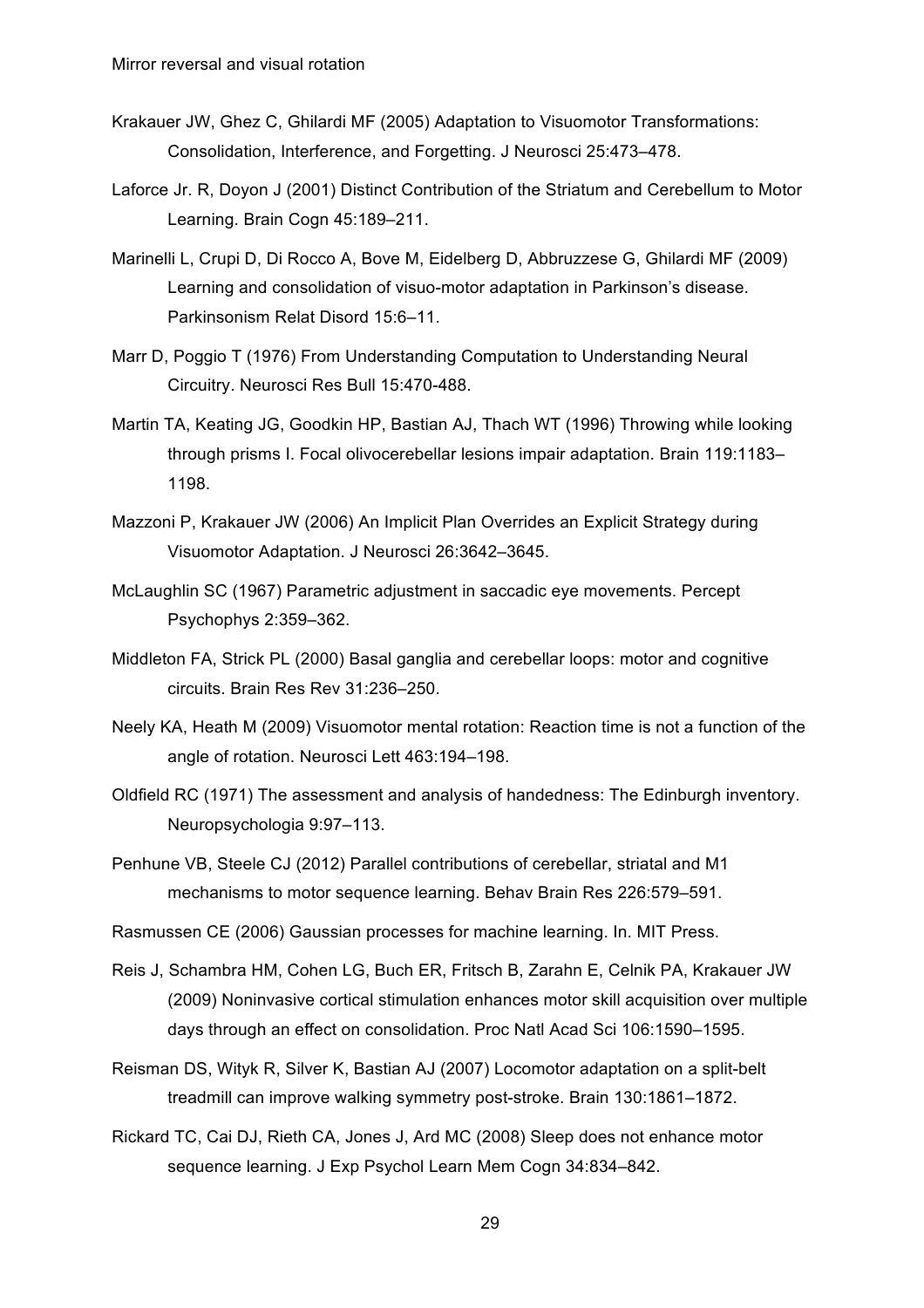Krakauer JW, Ghez C, Ghilardi MF (2005) Adaptation to Visuomotor Transformations: Consolidation, Interference, and Forgetting. J Neurosci 25:473–478.

Laforce Jr. R, Doyon J (2001) Distinct Contribution of the Striatum and Cerebellum to Motor Learning. Brain Cogn 45:189–211.

Marinelli L, Crupi D, Di Rocco A, Bove M, Eidelberg D, Abbruzzese G, Ghilardi MF (2009) Learning and consolidation of visuo-motor adaptation in Parkinson's disease. Parkinsonism Relat Disord 15:6–11.

Marr D, Poggio T (1976) From Understanding Computation to Understanding Neural Circuitry. Neurosci Res Bull 15:470-488.

Martin TA, Keating JG, Goodkin HP, Bastian AJ, Thach WT (1996) Throwing while looking through prisms I. Focal olivocerebellar lesions impair adaptation. Brain 119:1183–1198.

Mazzoni P, Krakauer JW (2006) An Implicit Plan Overrides an Explicit Strategy during Visuomotor Adaptation. J Neurosci 26:3642–3645.

McLaughlin SC (1967) Parametric adjustment in saccadic eye movements. Percept Psychophys 2:359–362.

Middleton FA, Strick PL (2000) Basal ganglia and cerebellar loops: motor and cognitive circuits. Brain Res Rev 31:236–250.

Neely KA, Heath M (2009) Visuomotor mental rotation: Reaction time is not a function of the angle of rotation. Neurosci Lett 463:194–198.

Oldfield RC (1971) The assessment and analysis of handedness: The Edinburgh inventory. Neuropsychologia 9:97–113.

Penhune VB, Steele CJ (2012) Parallel contributions of cerebellar, striatal and M1 mechanisms to motor sequence learning. Behav Brain Res 226:579–591.

Rasmussen CE (2006) Gaussian processes for machine learning. In. MIT Press.

Reis J, Schambra HM, Cohen LG, Buch ER, Fritsch B, Zarahn E, Celnik PA, Krakauer JW (2009) Noninvasive cortical stimulation enhances motor skill acquisition over multiple days through an effect on consolidation. Proc Natl Acad Sci 106:1590–1595.

Reisman DS, Wityk R, Silver K, Bastian AJ (2007) Locomotor adaptation on a split-belt treadmill can improve walking symmetry post-stroke. Brain 130:1861–1872.

Rickard TC, Cai DJ, Rieth CA, Jones J, Ard MC (2008) Sleep does not enhance motor sequence learning. J Exp Psychol Learn Mem Cogn 34:834–842.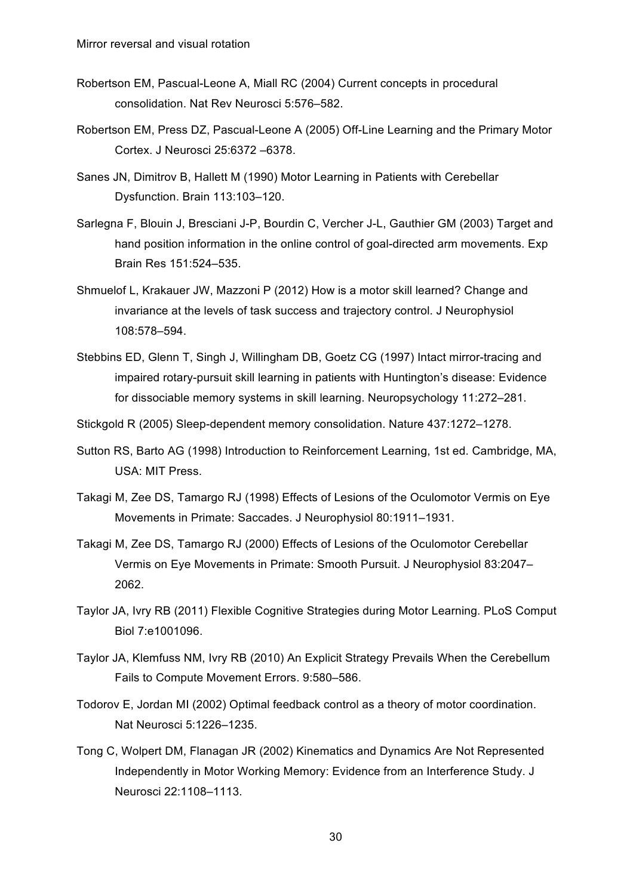Robertson EM, Pascual-Leone A, Miall RC (2004) Current concepts in procedural consolidation. Nat Rev Neurosci 5:576–582.

Robertson EM, Press DZ, Pascual-Leone A (2005) Off-Line Learning and the Primary Motor Cortex. J Neurosci 25:6372 –6378.

Sanes JN, Dimitrov B, Hallett M (1990) Motor Learning in Patients with Cerebellar Dysfunction. Brain 113:103–120.

Sarlegna F, Blouin J, Bresciani J-P, Bourdin C, Vercher J-L, Gauthier GM (2003) Target and hand position information in the online control of goal-directed arm movements. Exp Brain Res 151:524–535.

Shmuelof L, Krakauer JW, Mazzoni P (2012) How is a motor skill learned? Change and invariance at the levels of task success and trajectory control. J Neurophysiol 108:578–594.

Stebbins ED, Glenn T, Singh J, Willingham DB, Goetz CG (1997) Intact mirror-tracing and impaired rotary-pursuit skill learning in patients with Huntington's disease: Evidence for dissociable memory systems in skill learning. Neuropsychology 11:272–281.

Stickgold R (2005) Sleep-dependent memory consolidation. Nature 437:1272–1278.

Sutton RS, Barto AG (1998) Introduction to Reinforcement Learning, 1st ed. Cambridge, MA, USA: MIT Press.

Takagi M, Zee DS, Tamargo RJ (1998) Effects of Lesions of the Oculomotor Vermis on Eye Movements in Primate: Saccades. J Neurophysiol 80:1911–1931.

Takagi M, Zee DS, Tamargo RJ (2000) Effects of Lesions of the Oculomotor Cerebellar Vermis on Eye Movements in Primate: Smooth Pursuit. J Neurophysiol 83:2047–2062.

Taylor JA, Ivry RB (2011) Flexible Cognitive Strategies during Motor Learning. PLoS Comput Biol 7:e1001096.

Taylor JA, Klemfuss NM, Ivry RB (2010) An Explicit Strategy Prevails When the Cerebellum Fails to Compute Movement Errors. 9:580–586.

Todorov E, Jordan MI (2002) Optimal feedback control as a theory of motor coordination. Nat Neurosci 5:1226–1235.

Tong C, Wolpert DM, Flanagan JR (2002) Kinematics and Dynamics Are Not Represented Independently in Motor Working Memory: Evidence from an Interference Study. J Neurosci 22:1108–1113.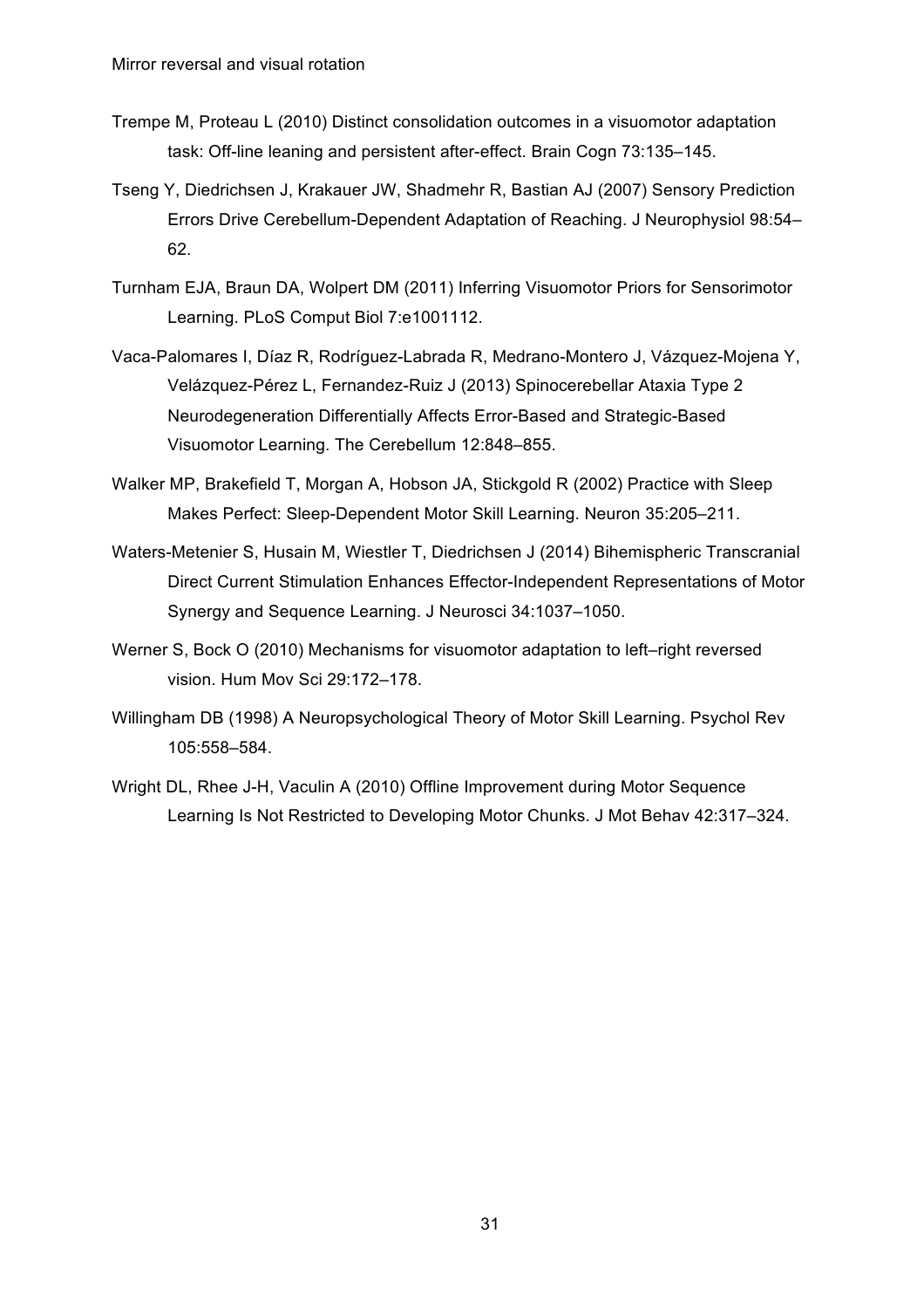Trempe M, Proteau L (2010) Distinct consolidation outcomes in a visuomotor adaptation task: Off-line leaning and persistent after-effect. Brain Cogn 73:135–145.

Tseng Y, Diedrichsen J, Krakauer JW, Shadmehr R, Bastian AJ (2007) Sensory Prediction Errors Drive Cerebellum-Dependent Adaptation of Reaching. J Neurophysiol 98:54–62.

Turnham EJA, Braun DA, Wolpert DM (2011) Inferring Visuomotor Priors for Sensorimotor Learning. PLoS Comput Biol 7:e1001112.

Vaca-Palomares I, Díaz R, Rodríguez-Labrada R, Medrano-Montero J, Vázquez-Mojena Y, Velázquez-Pérez L, Fernandez-Ruiz J (2013) Spinocerebellar Ataxia Type 2 Neurodegeneration Differentially Affects Error-Based and Strategic-Based Visuomotor Learning. The Cerebellum 12:848–855.

Walker MP, Brakefield T, Morgan A, Hobson JA, Stickgold R (2002) Practice with Sleep Makes Perfect: Sleep-Dependent Motor Skill Learning. Neuron 35:205–211.

Waters-Metenier S, Husain M, Wiestler T, Diedrichsen J (2014) Bihemispheric Transcranial Direct Current Stimulation Enhances Effector-Independent Representations of Motor Synergy and Sequence Learning. J Neurosci 34:1037–1050.

Werner S, Bock O (2010) Mechanisms for visuomotor adaptation to left–right reversed vision. Hum Mov Sci 29:172–178.

Willingham DB (1998) A Neuropsychological Theory of Motor Skill Learning. Psychol Rev 105:558–584.

Wright DL, Rhee J-H, Vaculin A (2010) Offline Improvement during Motor Sequence Learning Is Not Restricted to Developing Motor Chunks. J Mot Behav 42:317–324.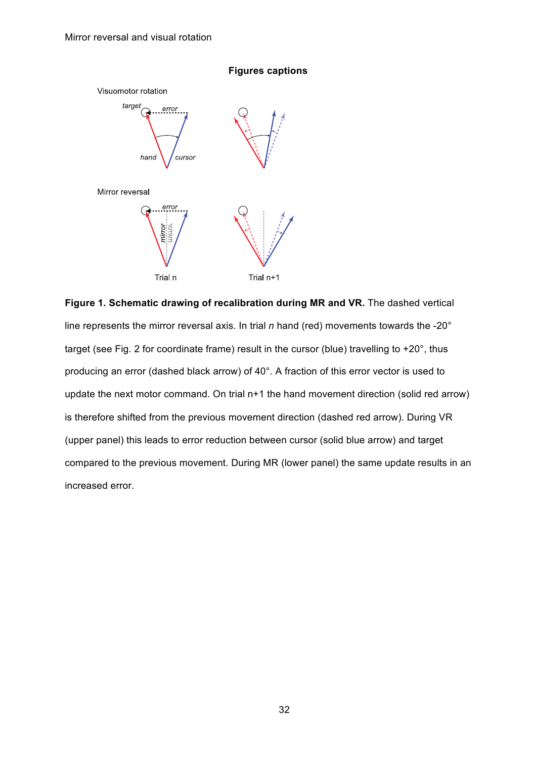## Figures captions

**Figure 1. Schematic drawing of recalibration during MR and VR.** The dashed vertical line represents the mirror reversal axis. In trial *n* hand (red) movements towards the -20° target (see Fig. 2 for coordinate frame) result in the cursor (blue) travelling to +20°, thus producing an error (dashed black arrow) of 40°. A fraction of this error vector is used to update the next motor command. On trial n+1 the hand movement direction (solid red arrow) is therefore shifted from the previous movement direction (dashed red arrow). During VR (upper panel) this leads to error reduction between cursor (solid blue arrow) and target compared to the previous movement. During MR (lower panel) the same update results in an increased error.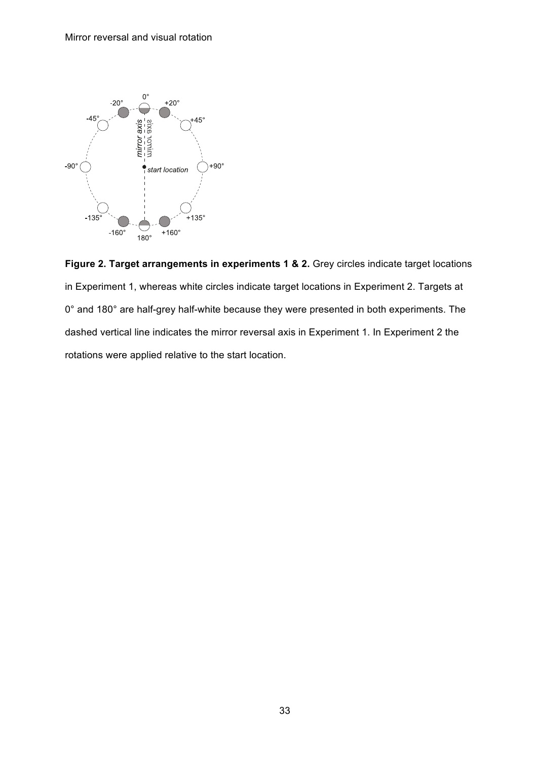**Figure 2. Target arrangements in experiments 1 & 2.** Grey circles indicate target locations in Experiment 1, whereas white circles indicate target locations in Experiment 2. Targets at 0° and 180° are half-grey half-white because they were presented in both experiments. The dashed vertical line indicates the mirror reversal axis in Experiment 1. In Experiment 2 the rotations were applied relative to the start location.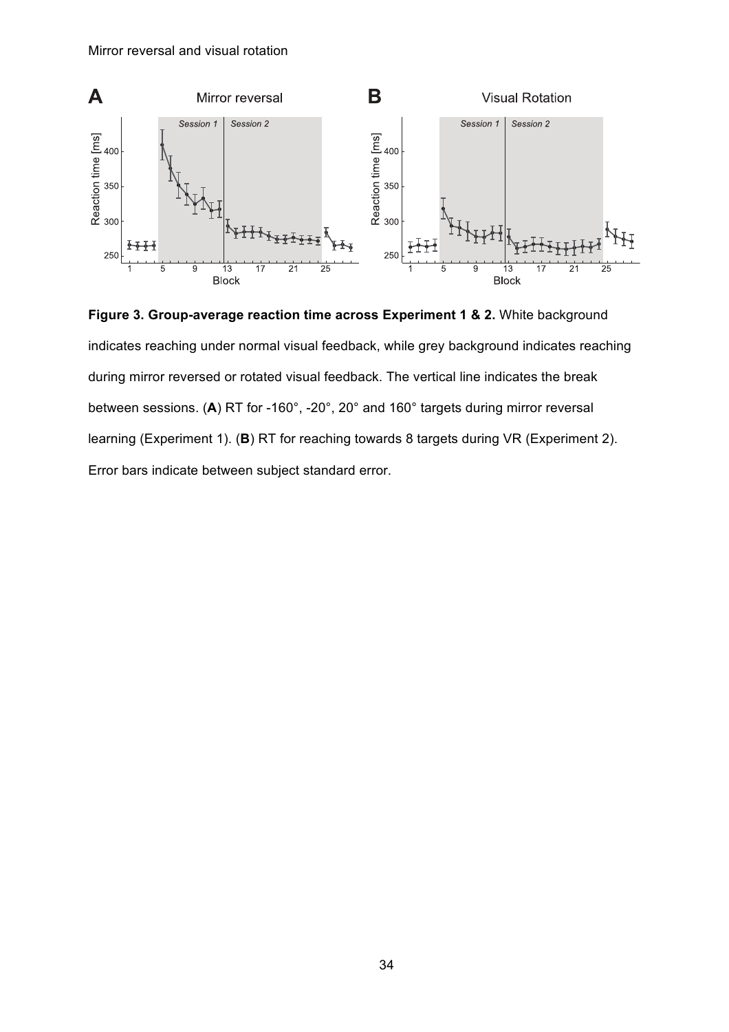**Figure 3. Group-average reaction time across Experiment 1 & 2.** White background indicates reaching under normal visual feedback, while grey background indicates reaching during mirror reversed or rotated visual feedback. The vertical line indicates the break between sessions. (**A**) RT for -160°, -20°, 20° and 160° targets during mirror reversal learning (Experiment 1). (**B**) RT for reaching towards 8 targets during VR (Experiment 2). Error bars indicate between subject standard error.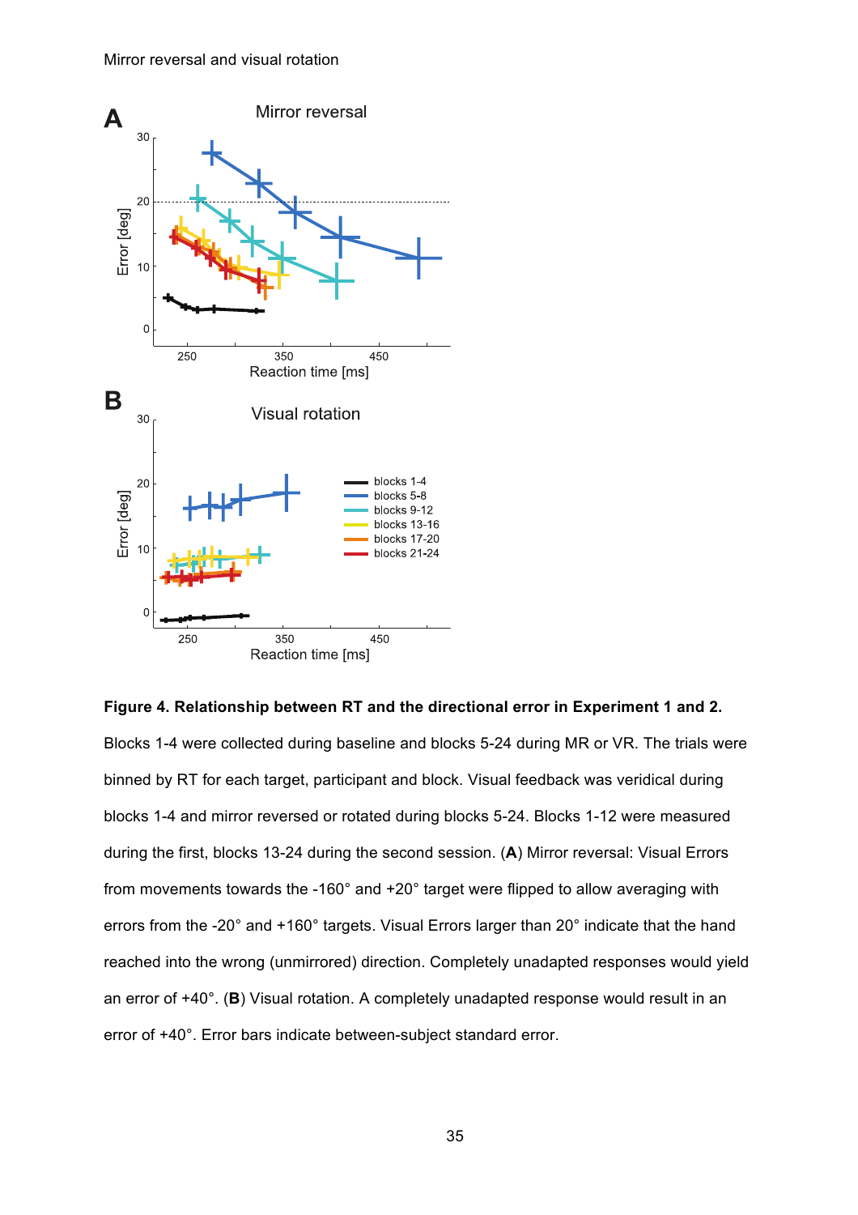**Figure 4. Relationship between RT and the directional error in Experiment 1 and 2.** Blocks 1-4 were collected during baseline and blocks 5-24 during MR or VR. The trials were binned by RT for each target, participant and block. Visual feedback was veridical during blocks 1-4 and mirror reversed or rotated during blocks 5-24. Blocks 1-12 were measured during the first, blocks 13-24 during the second session. (**A**) Mirror reversal: Visual Errors from movements towards the -160° and +20° target were flipped to allow averaging with errors from the -20° and +160° targets. Visual Errors larger than 20° indicate that the hand reached into the wrong (unmirrored) direction. Completely unadapted responses would yield an error of +40°. (**B**) Visual rotation. A completely unadapted response would result in an error of +40°. Error bars indicate between-subject standard error.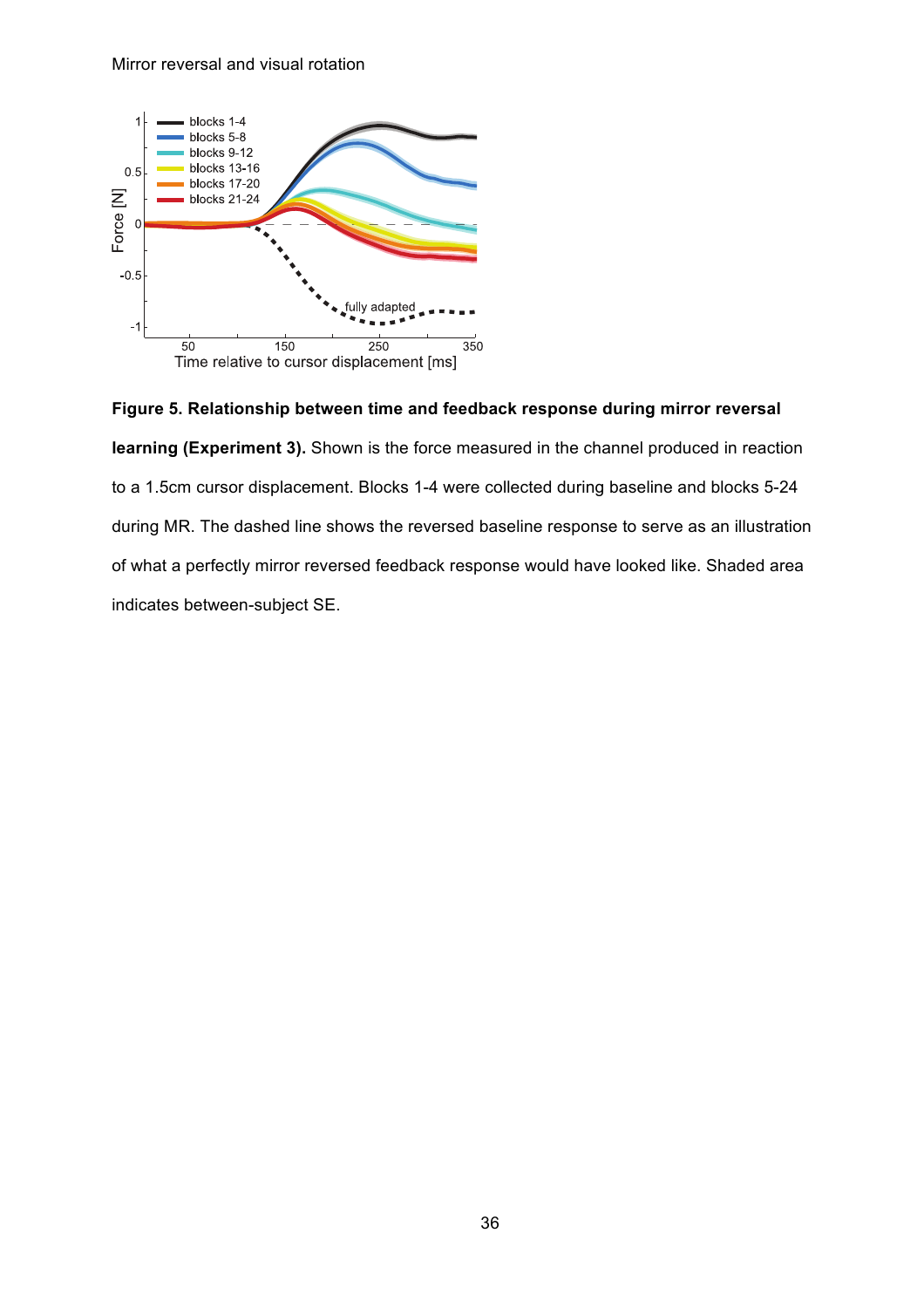**Figure 5. Relationship between time and feedback response during mirror reversal learning (Experiment 3).** Shown is the force measured in the channel produced in reaction to a 1.5cm cursor displacement. Blocks 1-4 were collected during baseline and blocks 5-24 during MR. The dashed line shows the reversed baseline response to serve as an illustration of what a perfectly mirror reversed feedback response would have looked like. Shaded area indicates between-subject SE.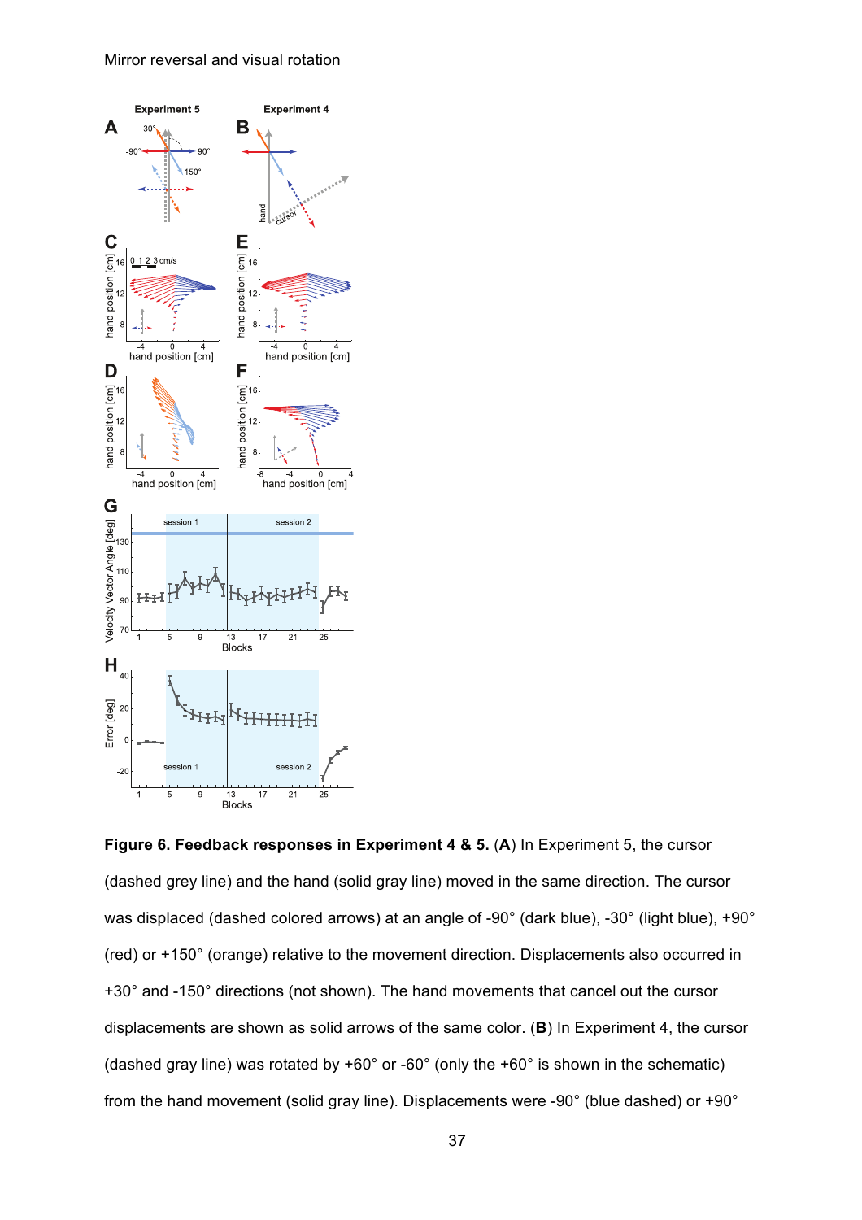**Figure 6. Feedback responses in Experiment 4 & 5.** (**A**) In Experiment 5, the cursor (dashed grey line) and the hand (solid gray line) moved in the same direction. The cursor was displaced (dashed colored arrows) at an angle of -90° (dark blue), -30° (light blue), +90° (red) or +150° (orange) relative to the movement direction. Displacements also occurred in +30° and -150° directions (not shown). The hand movements that cancel out the cursor displacements are shown as solid arrows of the same color. (**B**) In Experiment 4, the cursor (dashed gray line) was rotated by +60° or -60° (only the +60° is shown in the schematic) from the hand movement (solid gray line). Displacements were -90° (blue dashed) or +90°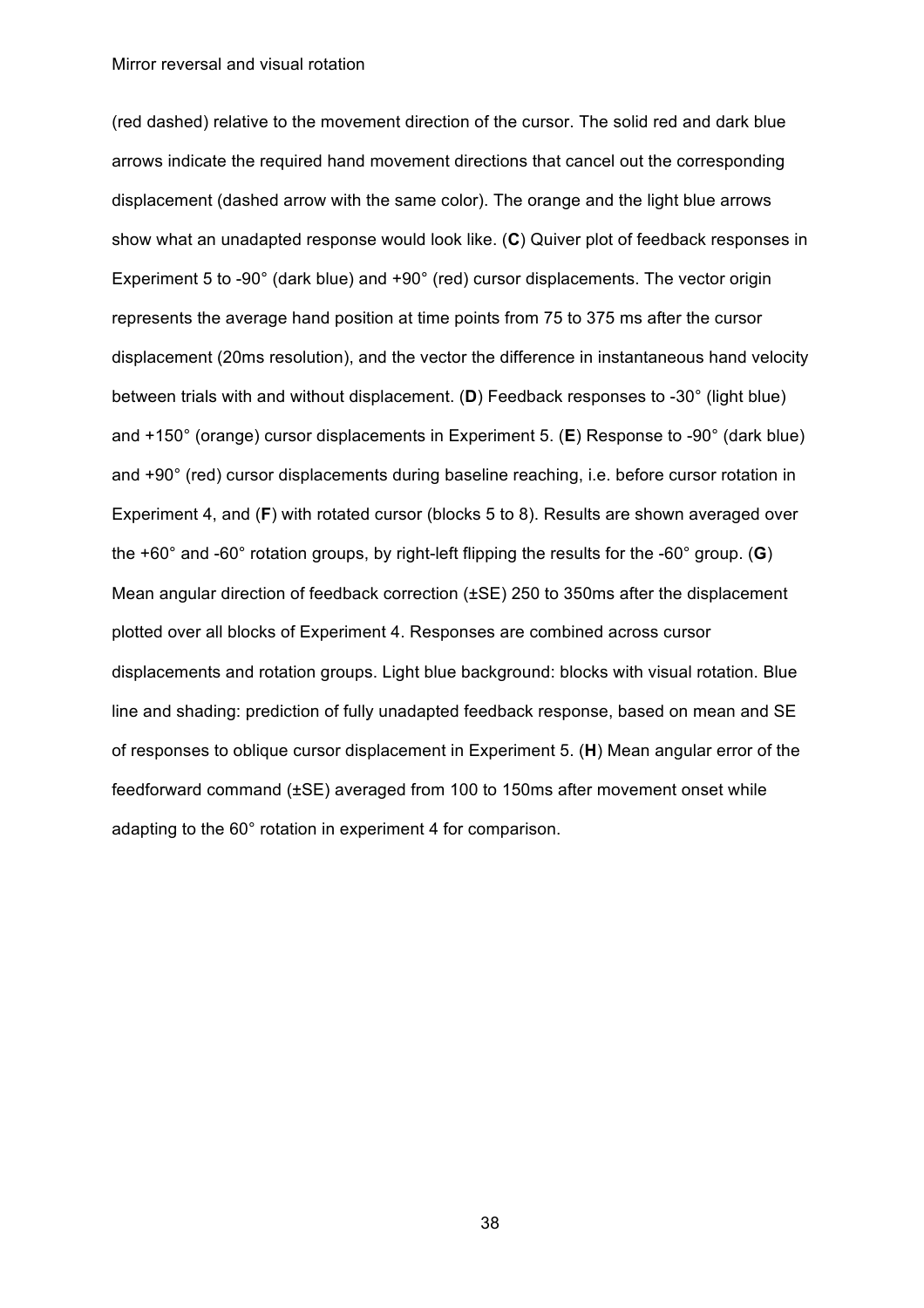(red dashed) relative to the movement direction of the cursor. The solid red and dark blue arrows indicate the required hand movement directions that cancel out the corresponding displacement (dashed arrow with the same color). The orange and the light blue arrows show what an unadapted response would look like. (**C**) Quiver plot of feedback responses in Experiment 5 to -90° (dark blue) and +90° (red) cursor displacements. The vector origin represents the average hand position at time points from 75 to 375 ms after the cursor displacement (20ms resolution), and the vector the difference in instantaneous hand velocity between trials with and without displacement. (**D**) Feedback responses to -30° (light blue) and +150° (orange) cursor displacements in Experiment 5. (**E**) Response to -90° (dark blue) and +90° (red) cursor displacements during baseline reaching, i.e. before cursor rotation in Experiment 4, and (**F**) with rotated cursor (blocks 5 to 8). Results are shown averaged over the +60° and -60° rotation groups, by right-left flipping the results for the -60° group. (**G**) Mean angular direction of feedback correction (±SE) 250 to 350ms after the displacement plotted over all blocks of Experiment 4. Responses are combined across cursor displacements and rotation groups. Light blue background: blocks with visual rotation. Blue line and shading: prediction of fully unadapted feedback response, based on mean and SE of responses to oblique cursor displacement in Experiment 5. (**H**) Mean angular error of the feedforward command (±SE) averaged from 100 to 150ms after movement onset while adapting to the 60° rotation in experiment 4 for comparison.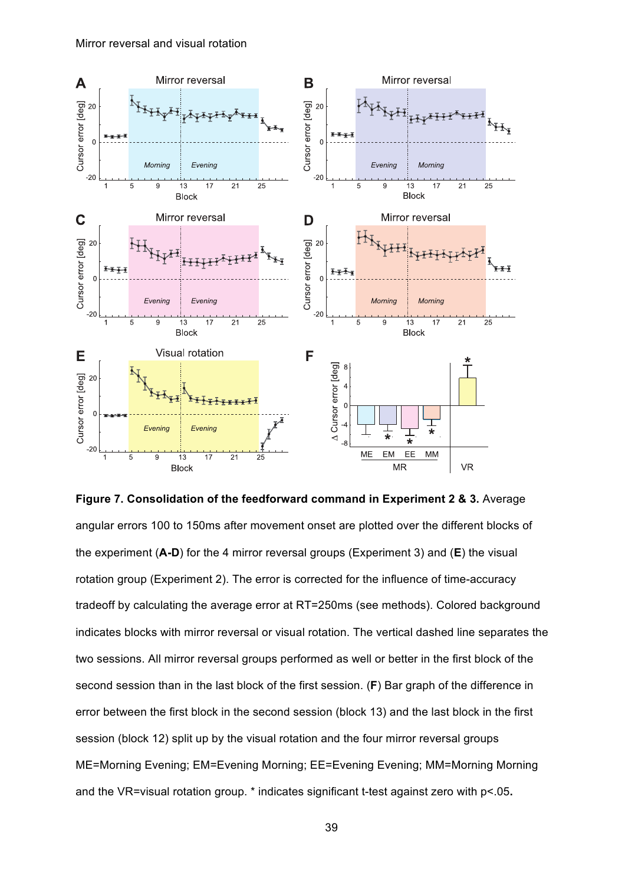Figure 7. Consolidation of the feedforward command in Experiment 2 & 3. Average angular errors 100 to 150ms after movement onset are plotted over the different blocks of the experiment (**A-D**) for the 4 mirror reversal groups (Experiment 3) and (**E**) the visual rotation group (Experiment 2). The error is corrected for the influence of time-accuracy tradeoff by calculating the average error at RT=250ms (see methods). Colored background indicates blocks with mirror reversal or visual rotation. The vertical dashed line separates the two sessions. All mirror reversal groups performed as well or better in the first block of the second session than in the last block of the first session. (**F**) Bar graph of the difference in error between the first block in the second session (block 13) and the last block in the first session (block 12) split up by the visual rotation and the four mirror reversal groups ME=Morning Evening; EM=Evening Morning; EE=Evening Evening; MM=Morning Morning and the VR=visual rotation group. * indicates significant t-test against zero with $p<.05$.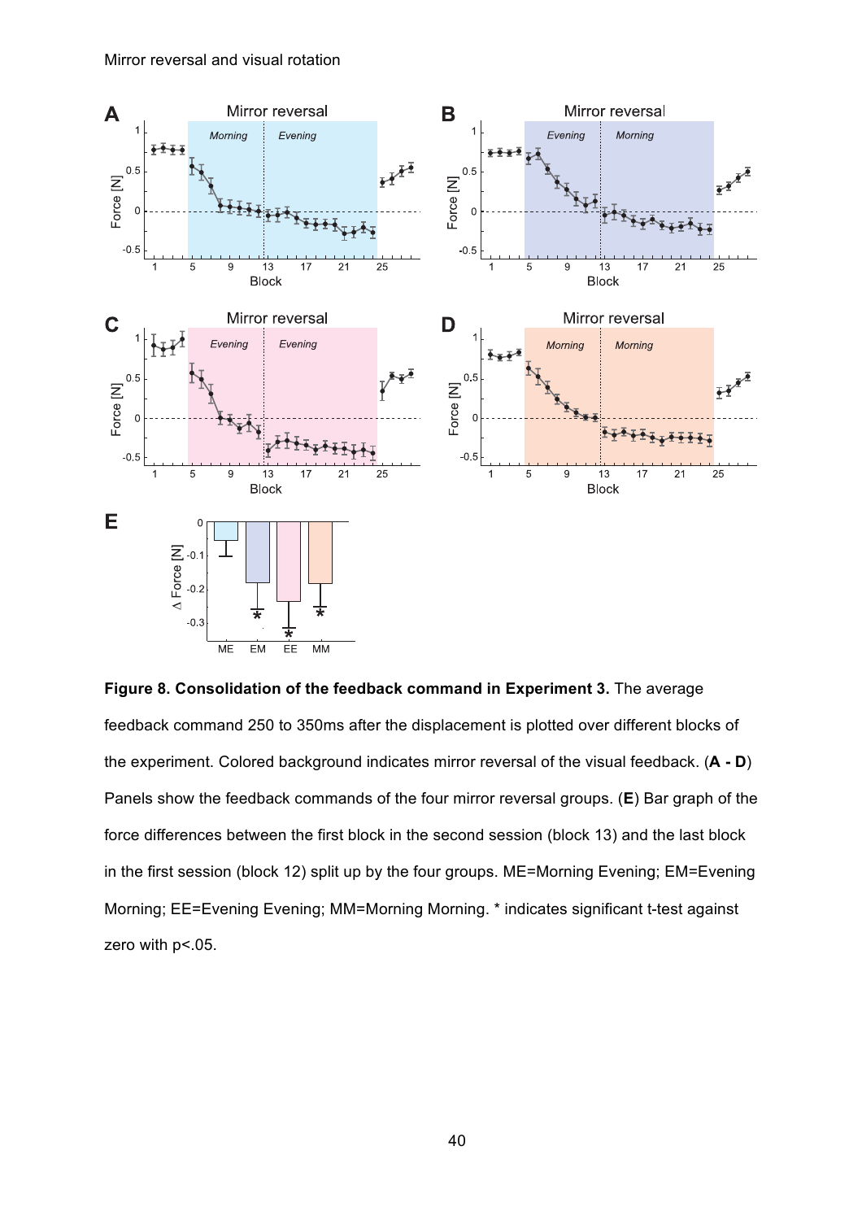A
Mirror reversal
Morning
Evening
1
0.5
0
-0.5
Force [N]
1 5 9 13 17 21 25
Block

B
Mirror reversal
Evening
Morning
1
0.5
0
-0.5
Force [N]
1 5 9 13 17 21 25
Block

C
Mirror reversal
Evening
Evening
1
0.5
0
-0.5
Force [N]
1 5 9 13 17 21 25
Block

D
Mirror reversal
Morning
Morning
1
0.5
0
-0.5
Force [N]
1 5 9 13 17 21 25
Block

E
0
-0.1
-0.2
-0.3
Δ Force [N]
ME EM EE MM
*
*
*

**Figure 8. Consolidation of the feedback command in Experiment 3.** The average feedback command 250 to 350ms after the displacement is plotted over different blocks of the experiment. Colored background indicates mirror reversal of the visual feedback. (**A - D**) Panels show the feedback commands of the four mirror reversal groups. (**E**) Bar graph of the force differences between the first block in the second session (block 13) and the last block in the first session (block 12) split up by the four groups. ME=Morning Evening; EM=Evening Morning; EE=Evening Evening; MM=Morning Morning. * indicates significant t-test against zero with p<.05.